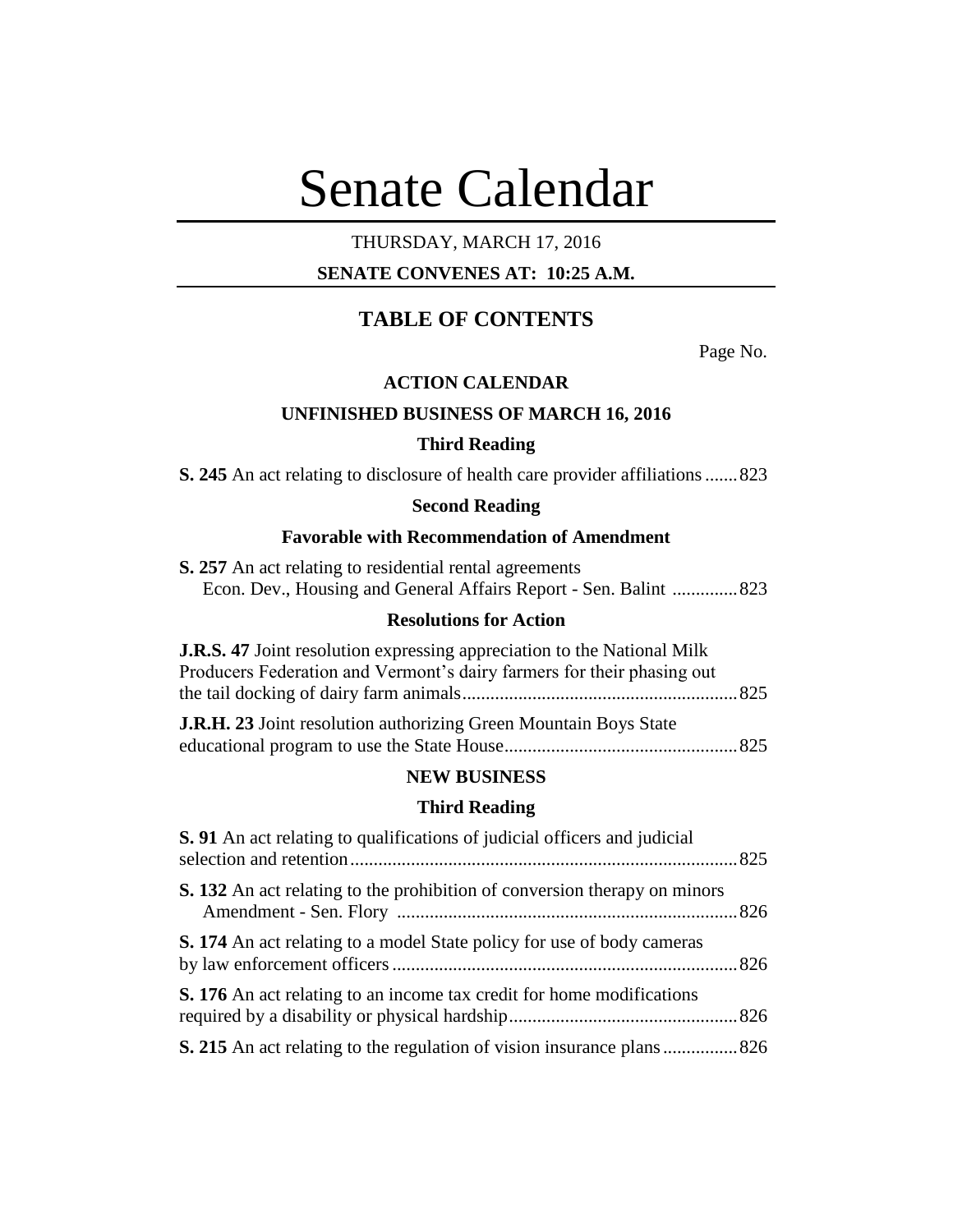# Senate Calendar

THURSDAY, MARCH 17, 2016

**SENATE CONVENES AT: 10:25 A.M.**

## TABLE OF CONTENTS

Page No.

### ACTION CALENDAR

### UNFINISHED BUSINESS OF MARCH 16, 2016

#### Third Reading

**S. 245** An act relating to disclosure of health care provider affiliations....... 823

#### Second Reading

#### Favorable with Recommendation of Amendment

**S. 257** An act relating to residential rental agreements
Econ. Dev., Housing and General Affairs Report - Sen. Balint .............. 823

#### Resolutions for Action

**J.R.S. 47** Joint resolution expressing appreciation to the National Milk Producers Federation and Vermont's dairy farmers for their phasing out the tail docking of dairy farm animals........................................................... 825

**J.R.H. 23** Joint resolution authorizing Green Mountain Boys State educational program to use the State House.................................................. 825

### NEW BUSINESS

#### Third Reading

**S. 91** An act relating to qualifications of judicial officers and judicial selection and retention.................................................................................. 825

**S. 132** An act relating to the prohibition of conversion therapy on minors
Amendment - Sen. Flory ......................................................................... 826

**S. 174** An act relating to a model State policy for use of body cameras by law enforcement officers.......................................................................... 826

**S. 176** An act relating to an income tax credit for home modifications required by a disability or physical hardship................................................ 826

**S. 215** An act relating to the regulation of vision insurance plans................ 826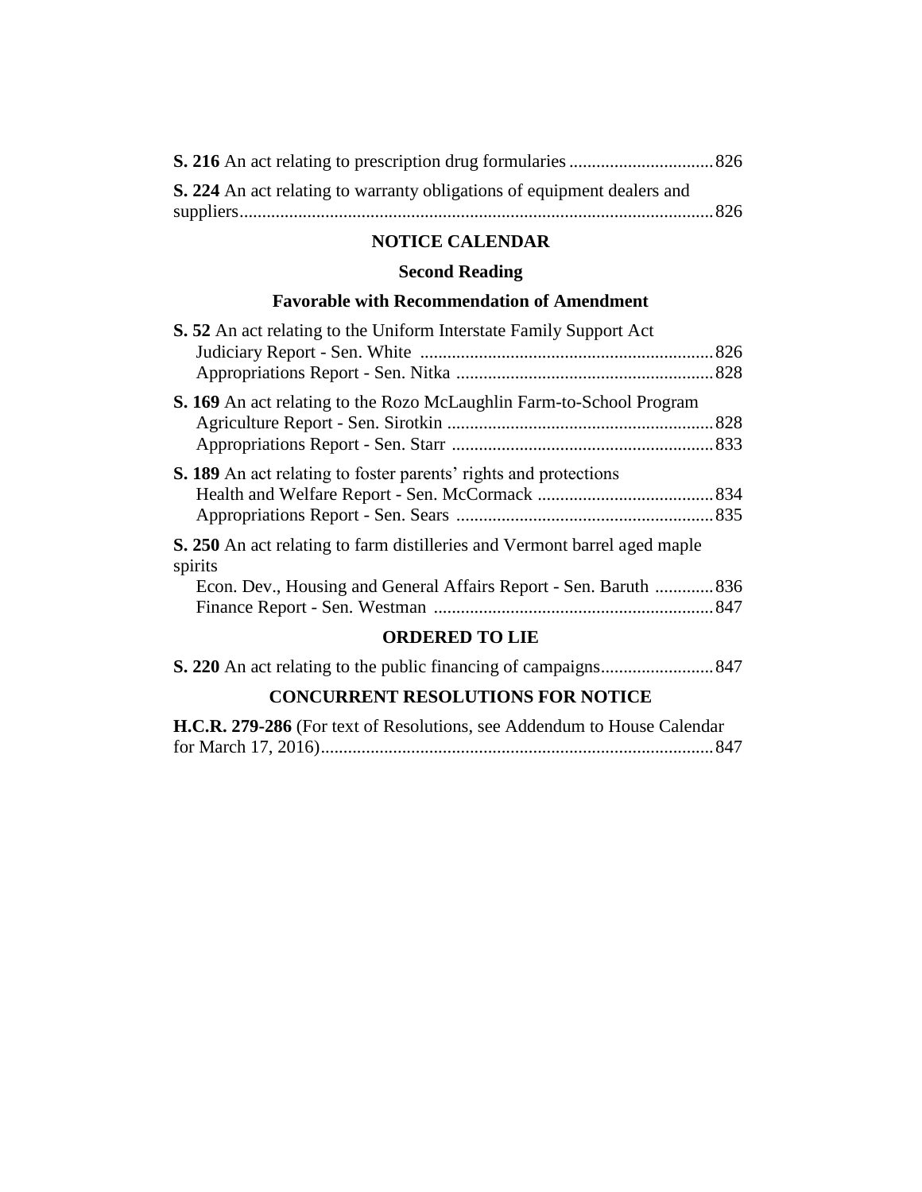**S. 216** An act relating to prescription drug formularies ................................ 826

**S. 224** An act relating to warranty obligations of equipment dealers and suppliers ........................................................................................................ 826

## NOTICE CALENDAR

### Second Reading

### Favorable with Recommendation of Amendment

**S. 52** An act relating to the Uniform Interstate Family Support Act
Judiciary Report - Sen. White ................................................................ 826
Appropriations Report - Sen. Nitka ........................................................ 828

**S. 169** An act relating to the Rozo McLaughlin Farm-to-School Program
Agriculture Report - Sen. Sirotkin .......................................................... 828
Appropriations Report - Sen. Starr ......................................................... 833

**S. 189** An act relating to foster parents' rights and protections
Health and Welfare Report - Sen. McCormack ...................................... 834
Appropriations Report - Sen. Sears ........................................................ 835

**S. 250** An act relating to farm distilleries and Vermont barrel aged maple spirits
Econ. Dev., Housing and General Affairs Report - Sen. Baruth ............. 836
Finance Report - Sen. Westman ............................................................. 847

## ORDERED TO LIE

**S. 220** An act relating to the public financing of campaigns......................... 847

## CONCURRENT RESOLUTIONS FOR NOTICE

**H.C.R. 279-286** (For text of Resolutions, see Addendum to House Calendar for March 17, 2016)...................................................................................... 847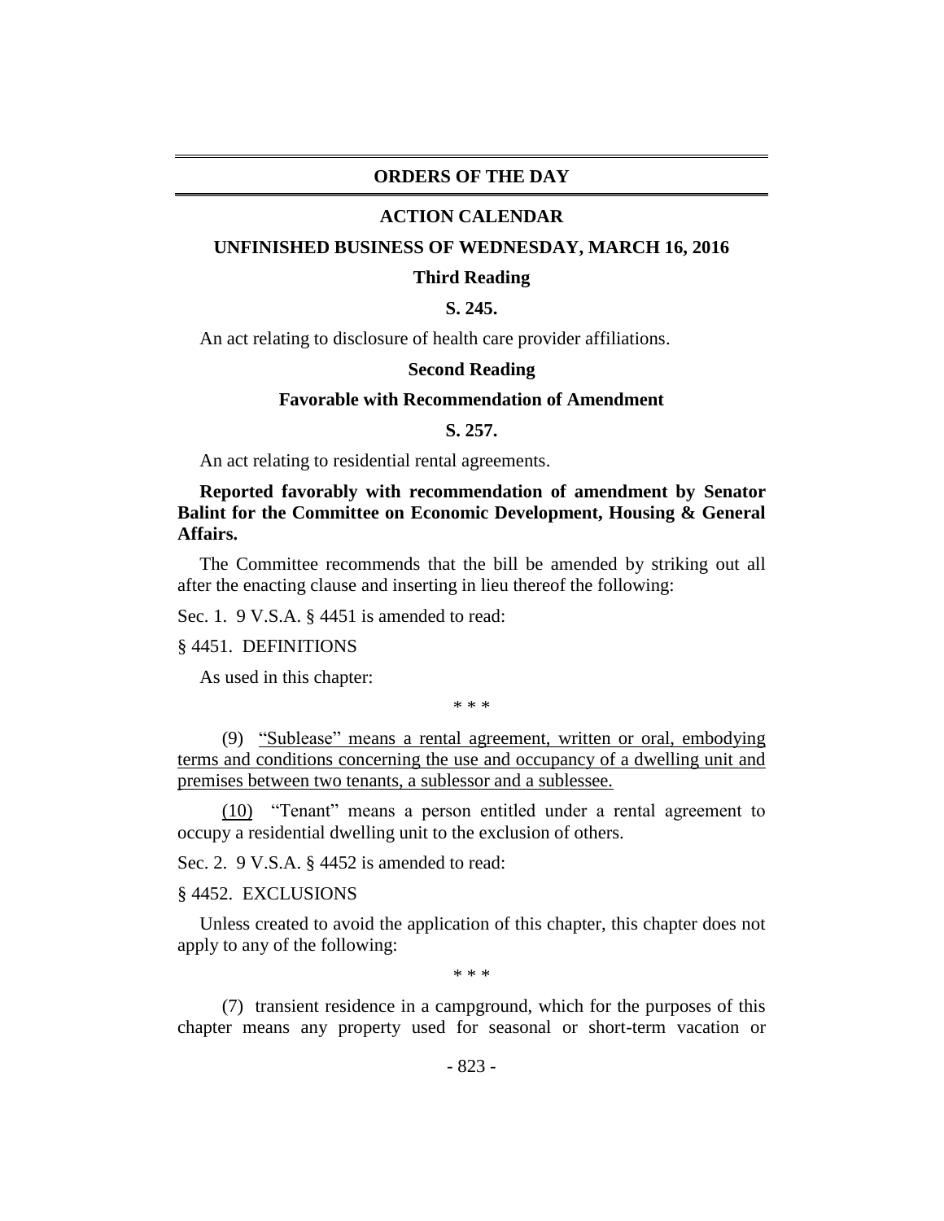# ORDERS OF THE DAY

## ACTION CALENDAR

### UNFINISHED BUSINESS OF WEDNESDAY, MARCH 16, 2016

#### Third Reading

**S. 245.**

An act relating to disclosure of health care provider affiliations.

#### Second Reading

#### Favorable with Recommendation of Amendment

**S. 257.**

An act relating to residential rental agreements.

**Reported favorably with recommendation of amendment by Senator Balint for the Committee on Economic Development, Housing & General Affairs.**

The Committee recommends that the bill be amended by striking out all after the enacting clause and inserting in lieu thereof the following:

Sec. 1. 9 V.S.A. § 4451 is amended to read:

§ 4451. DEFINITIONS

As used in this chapter:

\* \* \*

(9) <u>"Sublease" means a rental agreement, written or oral, embodying terms and conditions concerning the use and occupancy of a dwelling unit and premises between two tenants, a sublessor and a sublessee.</u>

<u>(10)</u> "Tenant" means a person entitled under a rental agreement to occupy a residential dwelling unit to the exclusion of others.

Sec. 2. 9 V.S.A. § 4452 is amended to read:

§ 4452. EXCLUSIONS

Unless created to avoid the application of this chapter, this chapter does not apply to any of the following:

\* \* \*

(7) transient residence in a campground, which for the purposes of this chapter means any property used for seasonal or short-term vacation or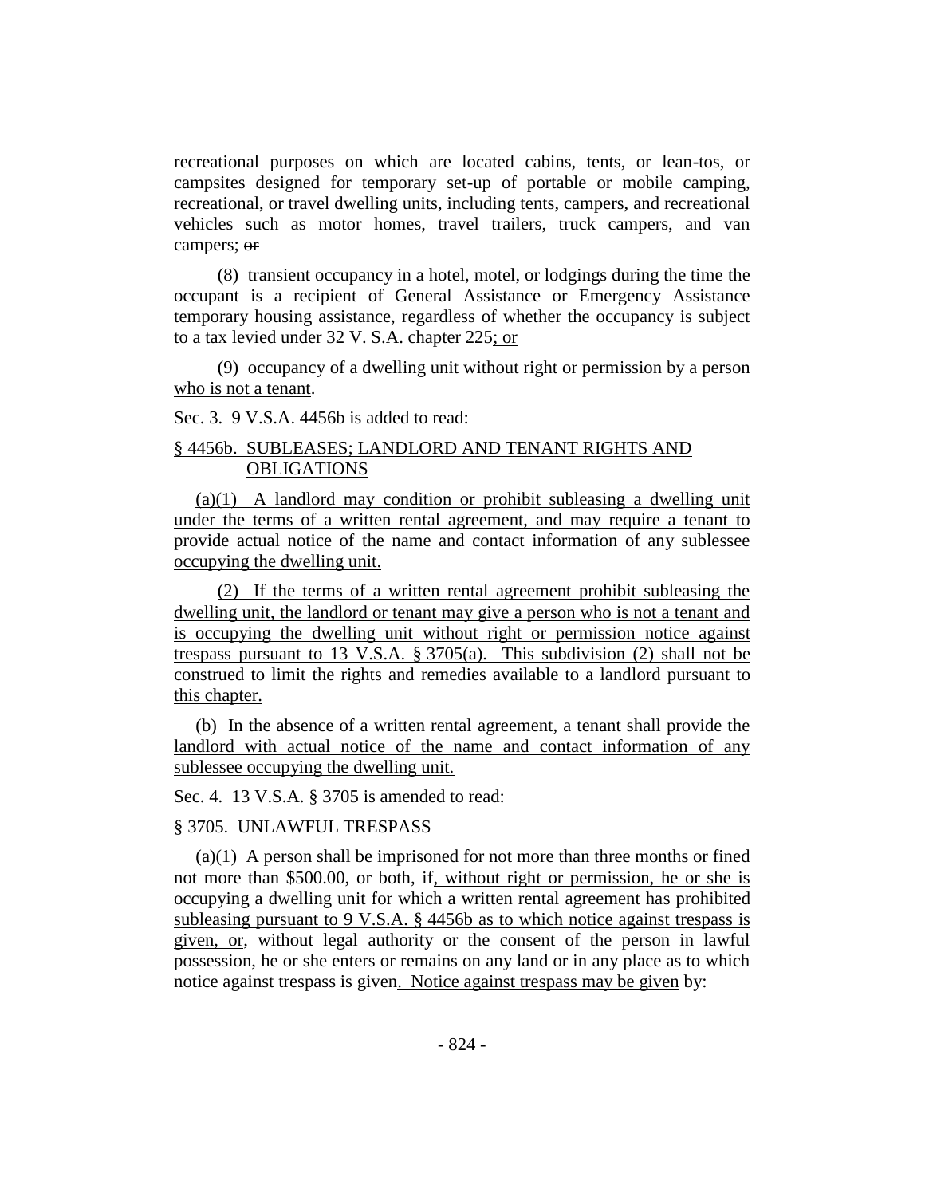recreational purposes on which are located cabins, tents, or lean-tos, or campsites designed for temporary set-up of portable or mobile camping, recreational, or travel dwelling units, including tents, campers, and recreational vehicles such as motor homes, travel trailers, truck campers, and van campers; ~~or~~

(8) transient occupancy in a hotel, motel, or lodgings during the time the occupant is a recipient of General Assistance or Emergency Assistance temporary housing assistance, regardless of whether the occupancy is subject to a tax levied under 32 V. S.A. chapter 225<u>; or</u>

<u>(9) occupancy of a dwelling unit without right or permission by a person who is not a tenant</u>.

Sec. 3. 9 V.S.A. 4456b is added to read:

<u>§ 4456b. SUBLEASES; LANDLORD AND TENANT RIGHTS AND OBLIGATIONS</u>

<u>(a)(1) A landlord may condition or prohibit subleasing a dwelling unit under the terms of a written rental agreement, and may require a tenant to provide actual notice of the name and contact information of any sublessee occupying the dwelling unit.</u>

<u>(2) If the terms of a written rental agreement prohibit subleasing the dwelling unit, the landlord or tenant may give a person who is not a tenant and is occupying the dwelling unit without right or permission notice against trespass pursuant to 13 V.S.A. § 3705(a). This subdivision (2) shall not be construed to limit the rights and remedies available to a landlord pursuant to this chapter.</u>

<u>(b) In the absence of a written rental agreement, a tenant shall provide the landlord with actual notice of the name and contact information of any sublessee occupying the dwelling unit.</u>

Sec. 4. 13 V.S.A. § 3705 is amended to read:

§ 3705. UNLAWFUL TRESPASS

(a)(1) A person shall be imprisoned for not more than three months or fined not more than $500.00, or both, if<u>, without right or permission, he or she is occupying a dwelling unit for which a written rental agreement has prohibited subleasing pursuant to 9 V.S.A. § 4456b as to which notice against trespass is given, or</u>, without legal authority or the consent of the person in lawful possession, he or she enters or remains on any land or in any place as to which notice against trespass is given<u>. Notice against trespass may be given</u> by: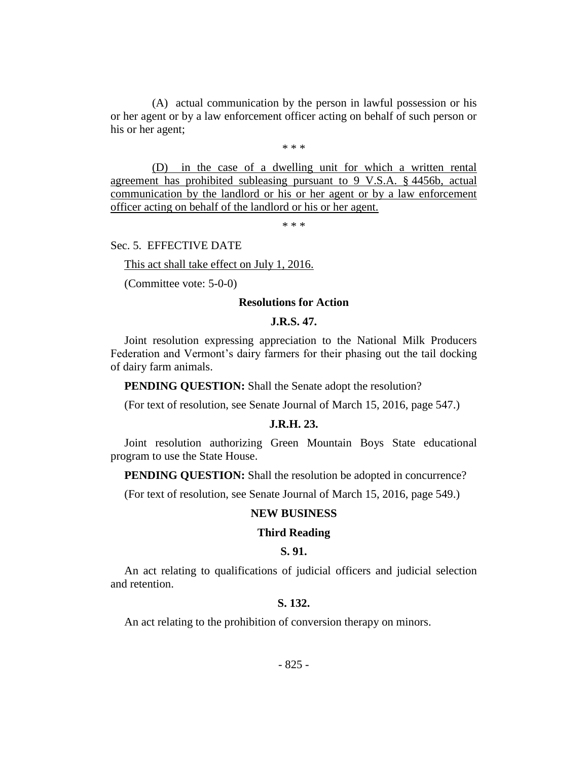(A) actual communication by the person in lawful possession or his or her agent or by a law enforcement officer acting on behalf of such person or his or her agent;

\* \* \*

(D) in the case of a dwelling unit for which a written rental agreement has prohibited subleasing pursuant to 9 V.S.A. § 4456b, actual communication by the landlord or his or her agent or by a law enforcement officer acting on behalf of the landlord or his or her agent.

\* \* \*

Sec. 5. EFFECTIVE DATE

This act shall take effect on July 1, 2016.

(Committee vote: 5-0-0)

### Resolutions for Action

#### J.R.S. 47.

Joint resolution expressing appreciation to the National Milk Producers Federation and Vermont's dairy farmers for their phasing out the tail docking of dairy farm animals.

**PENDING QUESTION:** Shall the Senate adopt the resolution?

(For text of resolution, see Senate Journal of March 15, 2016, page 547.)

#### J.R.H. 23.

Joint resolution authorizing Green Mountain Boys State educational program to use the State House.

**PENDING QUESTION:** Shall the resolution be adopted in concurrence?

(For text of resolution, see Senate Journal of March 15, 2016, page 549.)

## NEW BUSINESS

### Third Reading

#### S. 91.

An act relating to qualifications of judicial officers and judicial selection and retention.

#### S. 132.

An act relating to the prohibition of conversion therapy on minors.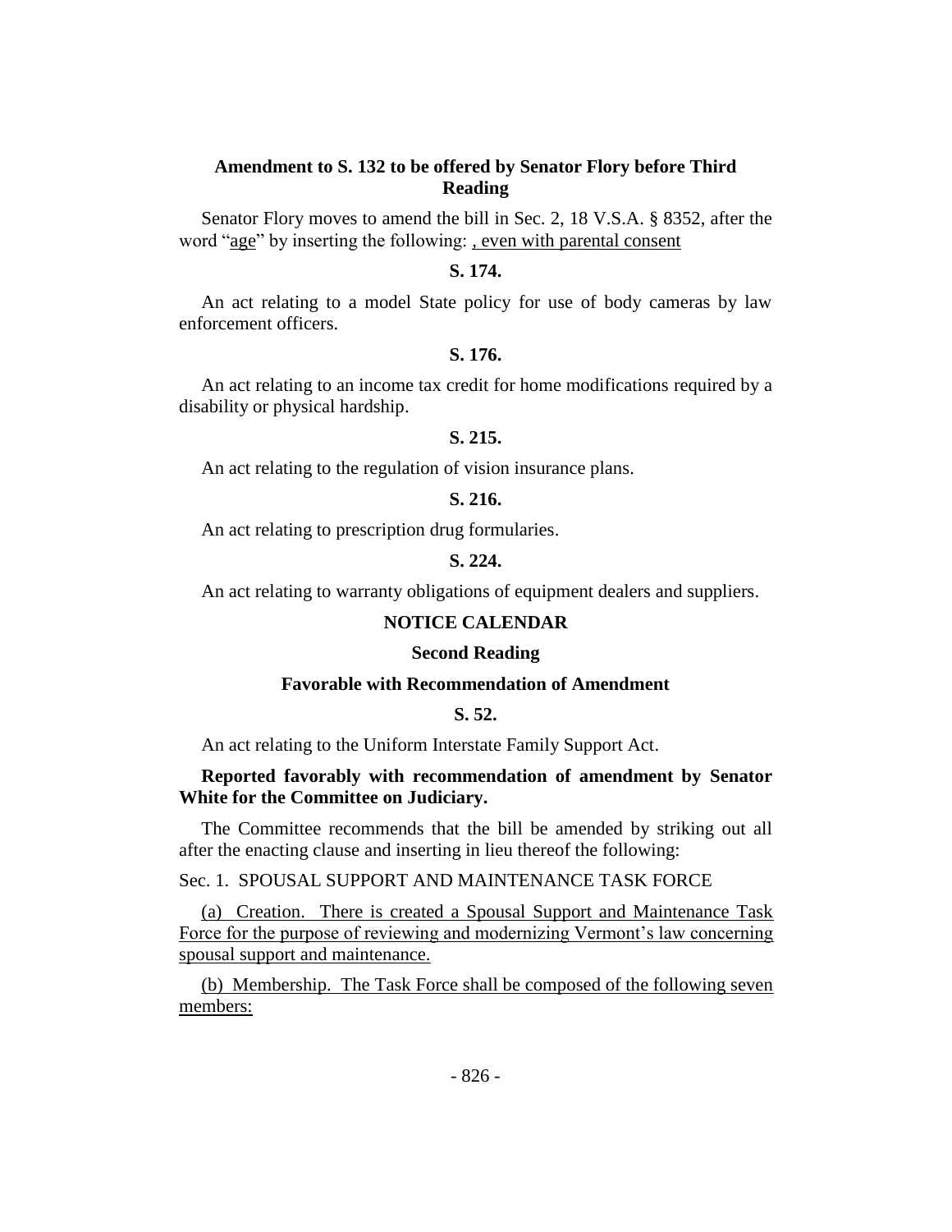**Amendment to S. 132 to be offered by Senator Flory before Third Reading**

Senator Flory moves to amend the bill in Sec. 2, 18 V.S.A. § 8352, after the word "age" by inserting the following: , even with parental consent

**S. 174.**

An act relating to a model State policy for use of body cameras by law enforcement officers.

**S. 176.**

An act relating to an income tax credit for home modifications required by a disability or physical hardship.

**S. 215.**

An act relating to the regulation of vision insurance plans.

**S. 216.**

An act relating to prescription drug formularies.

**S. 224.**

An act relating to warranty obligations of equipment dealers and suppliers.

## NOTICE CALENDAR

### Second Reading

### Favorable with Recommendation of Amendment

**S. 52.**

An act relating to the Uniform Interstate Family Support Act.

**Reported favorably with recommendation of amendment by Senator White for the Committee on Judiciary.**

The Committee recommends that the bill be amended by striking out all after the enacting clause and inserting in lieu thereof the following:

Sec. 1. SPOUSAL SUPPORT AND MAINTENANCE TASK FORCE

(a) Creation. There is created a Spousal Support and Maintenance Task Force for the purpose of reviewing and modernizing Vermont's law concerning spousal support and maintenance.

(b) Membership. The Task Force shall be composed of the following seven members: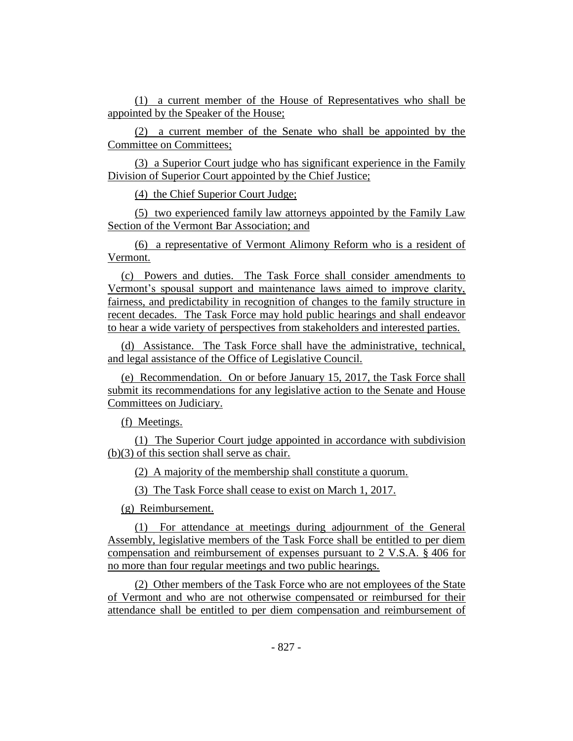(1) a current member of the House of Representatives who shall be appointed by the Speaker of the House;

(2) a current member of the Senate who shall be appointed by the Committee on Committees;

(3) a Superior Court judge who has significant experience in the Family Division of Superior Court appointed by the Chief Justice;

(4) the Chief Superior Court Judge;

(5) two experienced family law attorneys appointed by the Family Law Section of the Vermont Bar Association; and

(6) a representative of Vermont Alimony Reform who is a resident of Vermont.

(c) Powers and duties. The Task Force shall consider amendments to Vermont's spousal support and maintenance laws aimed to improve clarity, fairness, and predictability in recognition of changes to the family structure in recent decades. The Task Force may hold public hearings and shall endeavor to hear a wide variety of perspectives from stakeholders and interested parties.

(d) Assistance. The Task Force shall have the administrative, technical, and legal assistance of the Office of Legislative Council.

(e) Recommendation. On or before January 15, 2017, the Task Force shall submit its recommendations for any legislative action to the Senate and House Committees on Judiciary.

(f) Meetings.

(1) The Superior Court judge appointed in accordance with subdivision (b)(3) of this section shall serve as chair.

(2) A majority of the membership shall constitute a quorum.

(3) The Task Force shall cease to exist on March 1, 2017.

(g) Reimbursement.

(1) For attendance at meetings during adjournment of the General Assembly, legislative members of the Task Force shall be entitled to per diem compensation and reimbursement of expenses pursuant to 2 V.S.A. § 406 for no more than four regular meetings and two public hearings.

(2) Other members of the Task Force who are not employees of the State of Vermont and who are not otherwise compensated or reimbursed for their attendance shall be entitled to per diem compensation and reimbursement of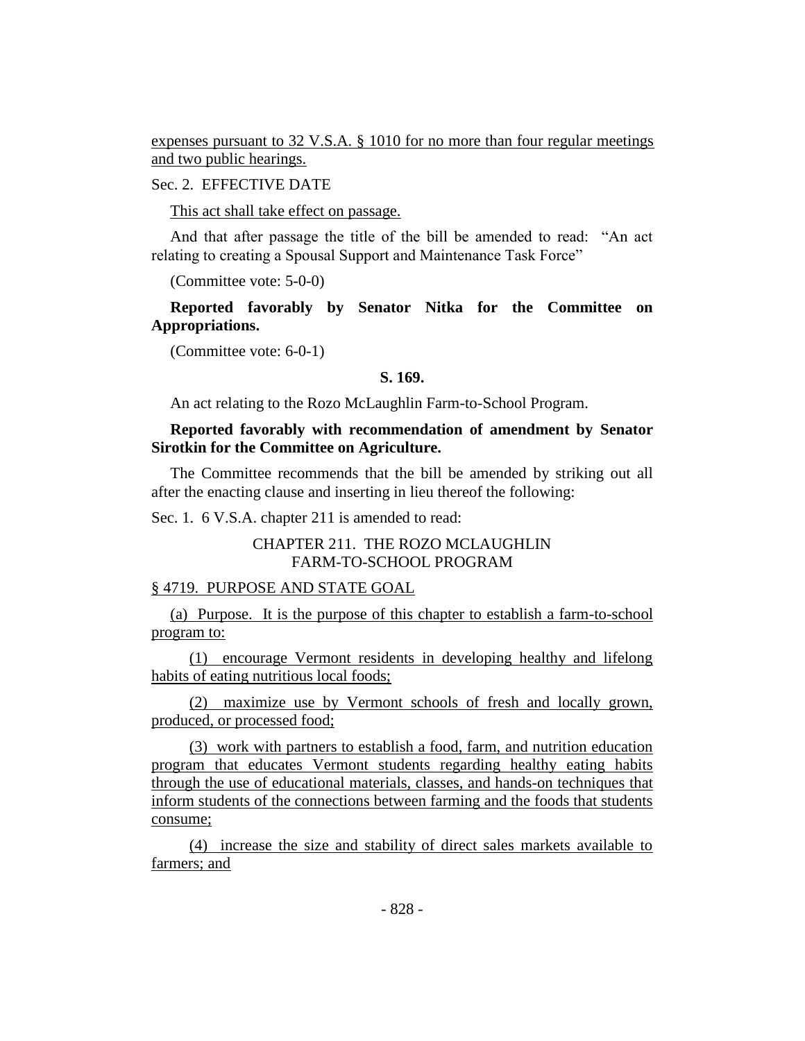expenses pursuant to 32 V.S.A. § 1010 for no more than four regular meetings and two public hearings.

Sec. 2. EFFECTIVE DATE

This act shall take effect on passage.

And that after passage the title of the bill be amended to read: "An act relating to creating a Spousal Support and Maintenance Task Force"

(Committee vote: 5-0-0)

**Reported favorably by Senator Nitka for the Committee on Appropriations.**

(Committee vote: 6-0-1)

**S. 169.**

An act relating to the Rozo McLaughlin Farm-to-School Program.

**Reported favorably with recommendation of amendment by Senator Sirotkin for the Committee on Agriculture.**

The Committee recommends that the bill be amended by striking out all after the enacting clause and inserting in lieu thereof the following:

Sec. 1. 6 V.S.A. chapter 211 is amended to read:

CHAPTER 211. THE ROZO MCLAUGHLIN FARM-TO-SCHOOL PROGRAM

§ 4719. PURPOSE AND STATE GOAL

(a) Purpose. It is the purpose of this chapter to establish a farm-to-school program to:

(1) encourage Vermont residents in developing healthy and lifelong habits of eating nutritious local foods;

(2) maximize use by Vermont schools of fresh and locally grown, produced, or processed food;

(3) work with partners to establish a food, farm, and nutrition education program that educates Vermont students regarding healthy eating habits through the use of educational materials, classes, and hands-on techniques that inform students of the connections between farming and the foods that students consume;

(4) increase the size and stability of direct sales markets available to farmers; and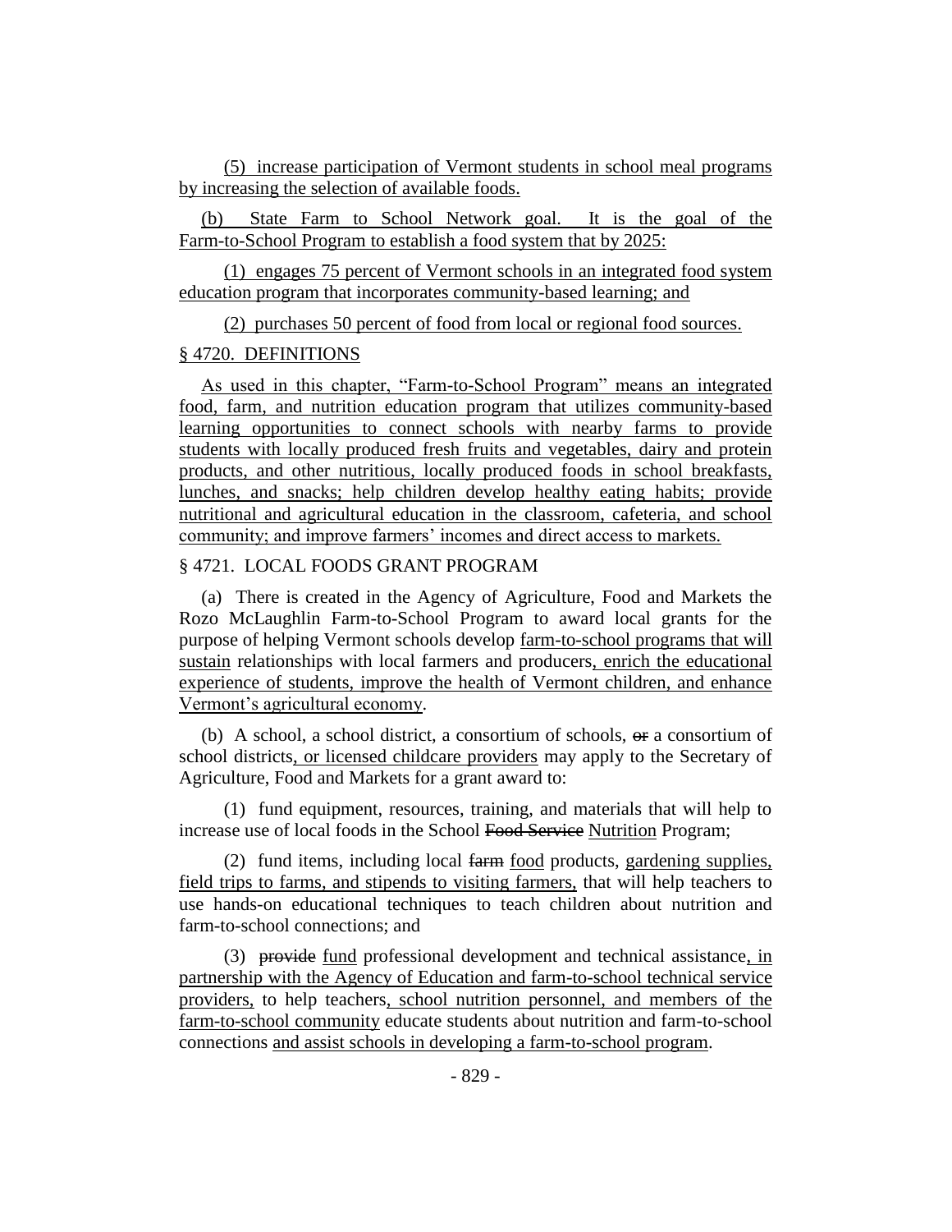(5) increase participation of Vermont students in school meal programs by increasing the selection of available foods.

(b) State Farm to School Network goal. It is the goal of the Farm-to-School Program to establish a food system that by 2025:

(1) engages 75 percent of Vermont schools in an integrated food system education program that incorporates community-based learning; and

(2) purchases 50 percent of food from local or regional food sources.

§ 4720. DEFINITIONS

As used in this chapter, "Farm-to-School Program" means an integrated food, farm, and nutrition education program that utilizes community-based learning opportunities to connect schools with nearby farms to provide students with locally produced fresh fruits and vegetables, dairy and protein products, and other nutritious, locally produced foods in school breakfasts, lunches, and snacks; help children develop healthy eating habits; provide nutritional and agricultural education in the classroom, cafeteria, and school community; and improve farmers' incomes and direct access to markets.

§ 4721. LOCAL FOODS GRANT PROGRAM

(a) There is created in the Agency of Agriculture, Food and Markets the Rozo McLaughlin Farm-to-School Program to award local grants for the purpose of helping Vermont schools develop farm-to-school programs that will sustain relationships with local farmers and producers, enrich the educational experience of students, improve the health of Vermont children, and enhance Vermont's agricultural economy.

(b) A school, a school district, a consortium of schools, ~~or~~ a consortium of school districts, or licensed childcare providers may apply to the Secretary of Agriculture, Food and Markets for a grant award to:

(1) fund equipment, resources, training, and materials that will help to increase use of local foods in the School ~~Food Service~~ Nutrition Program;

(2) fund items, including local ~~farm~~ food products, gardening supplies, field trips to farms, and stipends to visiting farmers, that will help teachers to use hands-on educational techniques to teach children about nutrition and farm-to-school connections; and

(3) ~~provide~~ fund professional development and technical assistance, in partnership with the Agency of Education and farm-to-school technical service providers, to help teachers, school nutrition personnel, and members of the farm-to-school community educate students about nutrition and farm-to-school connections and assist schools in developing a farm-to-school program.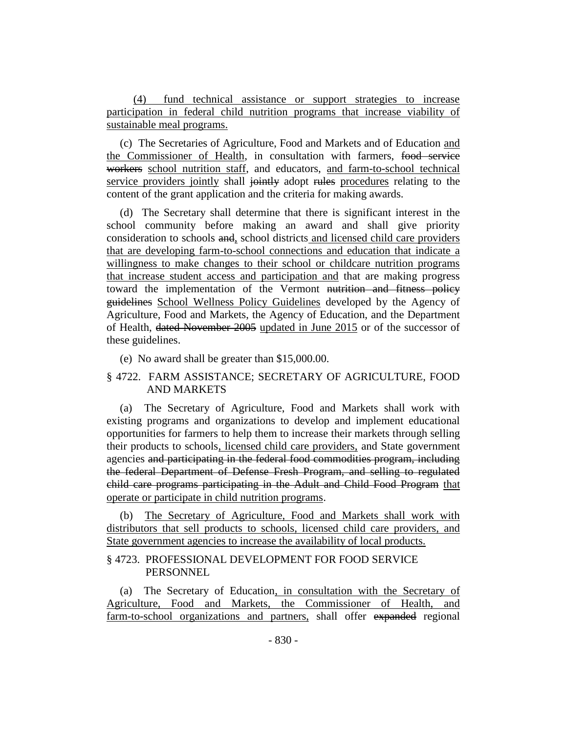<u>(4) fund technical assistance or support strategies to increase participation in federal child nutrition programs that increase viability of sustainable meal programs.</u>

(c) The Secretaries of Agriculture, Food and Markets and of Education <u>and the Commissioner of Health</u>, in consultation with farmers, ~~food service workers~~ <u>school nutrition staff</u>, and educators, <u>and farm-to-school technical service providers jointly</u> shall ~~jointly~~ adopt ~~rules~~ <u>procedures</u> relating to the content of the grant application and the criteria for making awards.

(d) The Secretary shall determine that there is significant interest in the school community before making an award and shall give priority consideration to schools ~~and~~<u>,</u> school districts <u>and licensed child care providers that are developing farm-to-school connections and education that indicate a willingness to make changes to their school or childcare nutrition programs that increase student access and participation and</u> that are making progress toward the implementation of the Vermont ~~nutrition and fitness policy guidelines~~ <u>School Wellness Policy Guidelines</u> developed by the Agency of Agriculture, Food and Markets, the Agency of Education, and the Department of Health, ~~dated November 2005~~ <u>updated in June 2015</u> or of the successor of these guidelines.

(e) No award shall be greater than $15,000.00.

## § 4722. FARM ASSISTANCE; SECRETARY OF AGRICULTURE, FOOD AND MARKETS

(a) The Secretary of Agriculture, Food and Markets shall work with existing programs and organizations to develop and implement educational opportunities for farmers to help them to increase their markets through selling their products to schools<u>, licensed child care providers,</u> and State government agencies ~~and participating in the federal food commodities program, including the federal Department of Defense Fresh Program, and selling to regulated child care programs participating in the Adult and Child Food Program~~ <u>that operate or participate in child nutrition programs</u>.

(b) <u>The Secretary of Agriculture, Food and Markets shall work with distributors that sell products to schools, licensed child care providers, and State government agencies to increase the availability of local products.</u>

## § 4723. PROFESSIONAL DEVELOPMENT FOR FOOD SERVICE PERSONNEL

(a) The Secretary of Education<u>, in consultation with the Secretary of Agriculture, Food and Markets, the Commissioner of Health, and farm-to-school organizations and partners,</u> shall offer ~~expanded~~ regional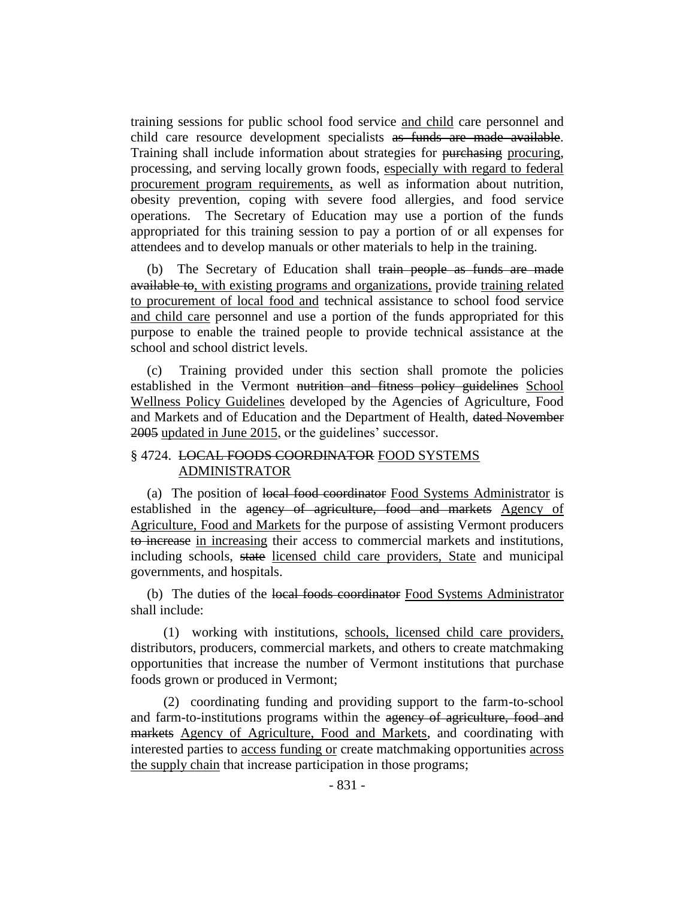training sessions for public school food service <u>and child</u> care personnel and child care resource development specialists ~~as funds are made available~~. Training shall include information about strategies for ~~purchasing~~ <u>procuring</u>, processing, and serving locally grown foods, <u>especially with regard to federal procurement program requirements,</u> as well as information about nutrition, obesity prevention, coping with severe food allergies, and food service operations. The Secretary of Education may use a portion of the funds appropriated for this training session to pay a portion of or all expenses for attendees and to develop manuals or other materials to help in the training.

(b) The Secretary of Education shall ~~train people as funds are made available to~~<u>, with existing programs and organizations,</u> provide <u>training related to procurement of local food and</u> technical assistance to school food service <u>and child care</u> personnel and use a portion of the funds appropriated for this purpose to enable the trained people to provide technical assistance at the school and school district levels.

(c) Training provided under this section shall promote the policies established in the Vermont ~~nutrition and fitness policy guidelines~~ <u>School Wellness Policy Guidelines</u> developed by the Agencies of Agriculture, Food and Markets and of Education and the Department of Health, ~~dated November 2005~~ <u>updated in June 2015</u>, or the guidelines' successor.

§ 4724. ~~LOCAL FOODS COORDINATOR~~ <u>FOOD SYSTEMS ADMINISTRATOR</u>

(a) The position of ~~local food coordinator~~ <u>Food Systems Administrator</u> is established in the ~~agency of agriculture, food and markets~~ <u>Agency of Agriculture, Food and Markets</u> for the purpose of assisting Vermont producers ~~to increase~~ <u>in increasing</u> their access to commercial markets and institutions, including schools, ~~state~~ <u>licensed child care providers, State</u> and municipal governments, and hospitals.

(b) The duties of the ~~local foods coordinator~~ <u>Food Systems Administrator</u> shall include:

(1) working with institutions, <u>schools, licensed child care providers,</u> distributors, producers, commercial markets, and others to create matchmaking opportunities that increase the number of Vermont institutions that purchase foods grown or produced in Vermont;

(2) coordinating funding and providing support to the farm-to-school and farm-to-institutions programs within the ~~agency of agriculture, food and markets~~ <u>Agency of Agriculture, Food and Markets</u>, and coordinating with interested parties to <u>access funding or</u> create matchmaking opportunities <u>across the supply chain</u> that increase participation in those programs;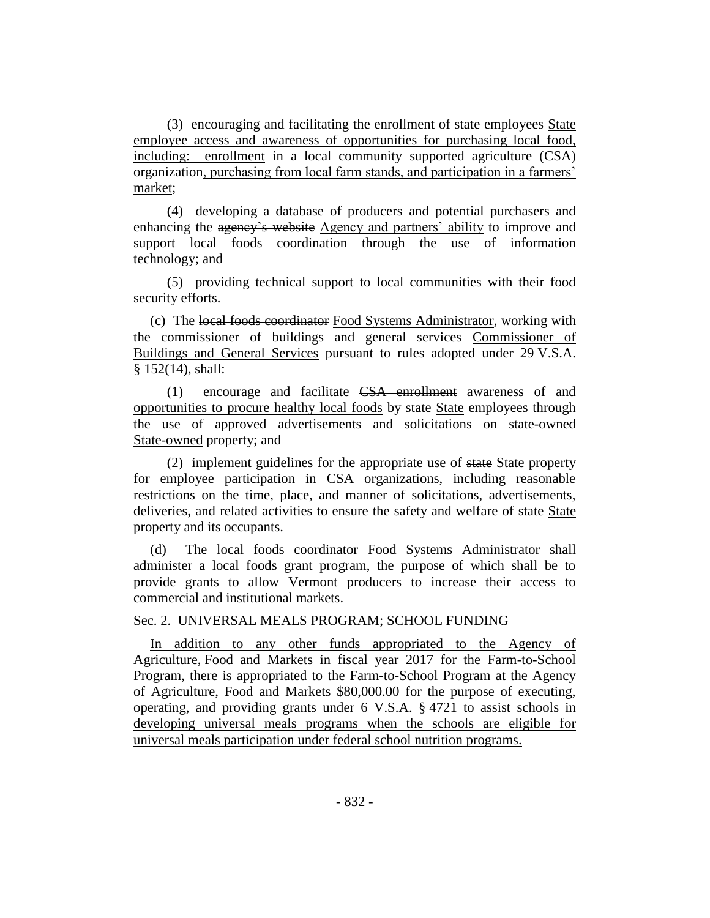(3) encouraging and facilitating ~~the enrollment of state employees~~ <u>State employee access and awareness of opportunities for purchasing local food, including: enrollment</u> in a local community supported agriculture (CSA) organization<u>, purchasing from local farm stands, and participation in a farmers' market</u>;

(4) developing a database of producers and potential purchasers and enhancing the ~~agency's website~~ <u>Agency and partners' ability</u> to improve and support local foods coordination through the use of information technology; and

(5) providing technical support to local communities with their food security efforts.

(c) The ~~local foods coordinator~~ <u>Food Systems Administrator</u>, working with the ~~commissioner of buildings and general services~~ <u>Commissioner of Buildings and General Services</u> pursuant to rules adopted under 29 V.S.A. § 152(14), shall:

(1) encourage and facilitate ~~CSA enrollment~~ <u>awareness of and opportunities to procure healthy local foods</u> by ~~state~~ <u>State</u> employees through the use of approved advertisements and solicitations on ~~state-owned~~ <u>State-owned</u> property; and

(2) implement guidelines for the appropriate use of ~~state~~ <u>State</u> property for employee participation in CSA organizations, including reasonable restrictions on the time, place, and manner of solicitations, advertisements, deliveries, and related activities to ensure the safety and welfare of ~~state~~ <u>State</u> property and its occupants.

(d) The ~~local foods coordinator~~ <u>Food Systems Administrator</u> shall administer a local foods grant program, the purpose of which shall be to provide grants to allow Vermont producers to increase their access to commercial and institutional markets.

Sec. 2. UNIVERSAL MEALS PROGRAM; SCHOOL FUNDING

<u>In addition to any other funds appropriated to the Agency of Agriculture, Food and Markets in fiscal year 2017 for the Farm-to-School Program, there is appropriated to the Farm-to-School Program at the Agency of Agriculture, Food and Markets $80,000.00 for the purpose of executing, operating, and providing grants under 6 V.S.A. § 4721 to assist schools in developing universal meals programs when the schools are eligible for universal meals participation under federal school nutrition programs.</u>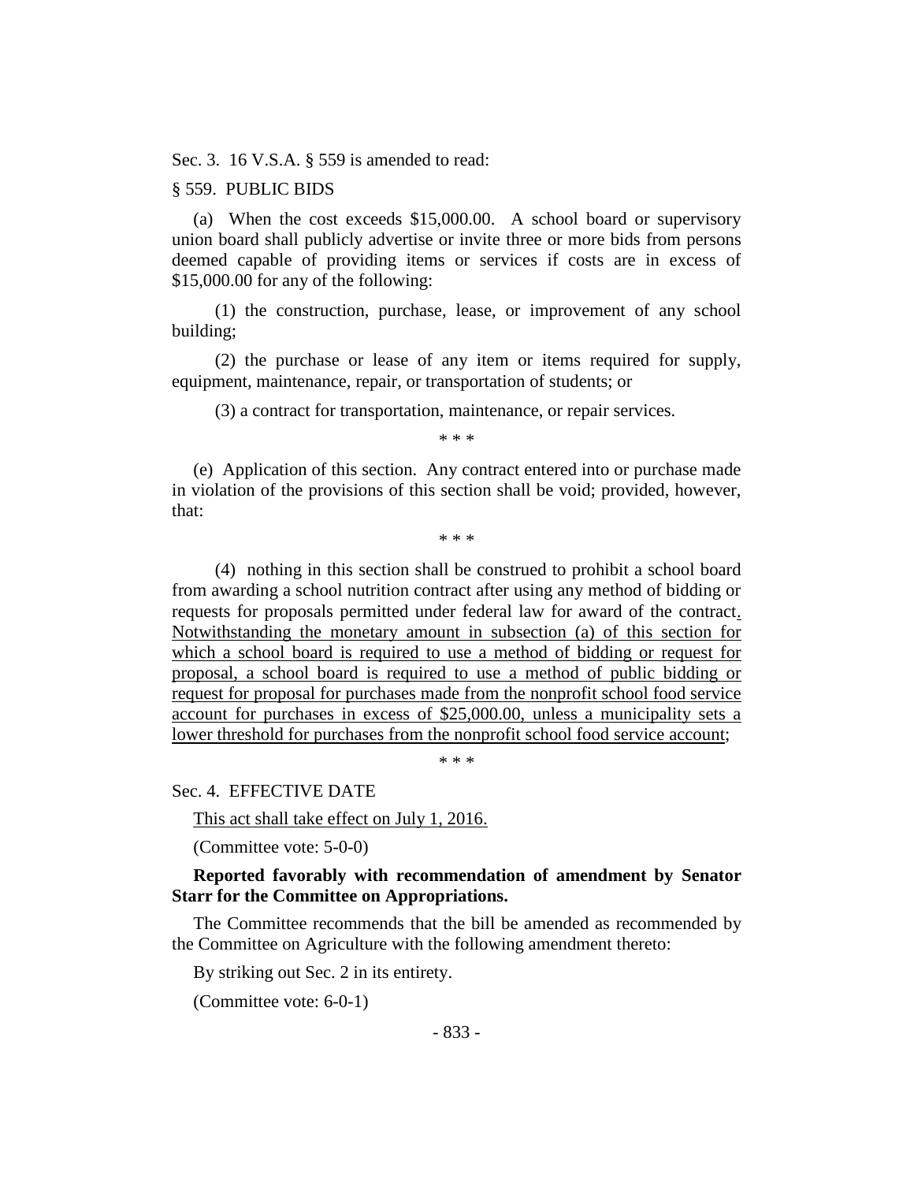Sec. 3. 16 V.S.A. § 559 is amended to read:

§ 559. PUBLIC BIDS

(a) When the cost exceeds $15,000.00. A school board or supervisory union board shall publicly advertise or invite three or more bids from persons deemed capable of providing items or services if costs are in excess of $15,000.00 for any of the following:

(1) the construction, purchase, lease, or improvement of any school building;

(2) the purchase or lease of any item or items required for supply, equipment, maintenance, repair, or transportation of students; or

(3) a contract for transportation, maintenance, or repair services.

\* \* \*

(e) Application of this section. Any contract entered into or purchase made in violation of the provisions of this section shall be void; provided, however, that:

\* \* \*

(4) nothing in this section shall be construed to prohibit a school board from awarding a school nutrition contract after using any method of bidding or requests for proposals permitted under federal law for award of the contract. Notwithstanding the monetary amount in subsection (a) of this section for which a school board is required to use a method of bidding or request for proposal, a school board is required to use a method of public bidding or request for proposal for purchases made from the nonprofit school food service account for purchases in excess of $25,000.00, unless a municipality sets a lower threshold for purchases from the nonprofit school food service account;

\* \* \*

Sec. 4. EFFECTIVE DATE

This act shall take effect on July 1, 2016.

(Committee vote: 5-0-0)

**Reported favorably with recommendation of amendment by Senator Starr for the Committee on Appropriations.**

The Committee recommends that the bill be amended as recommended by the Committee on Agriculture with the following amendment thereto:

By striking out Sec. 2 in its entirety.

(Committee vote: 6-0-1)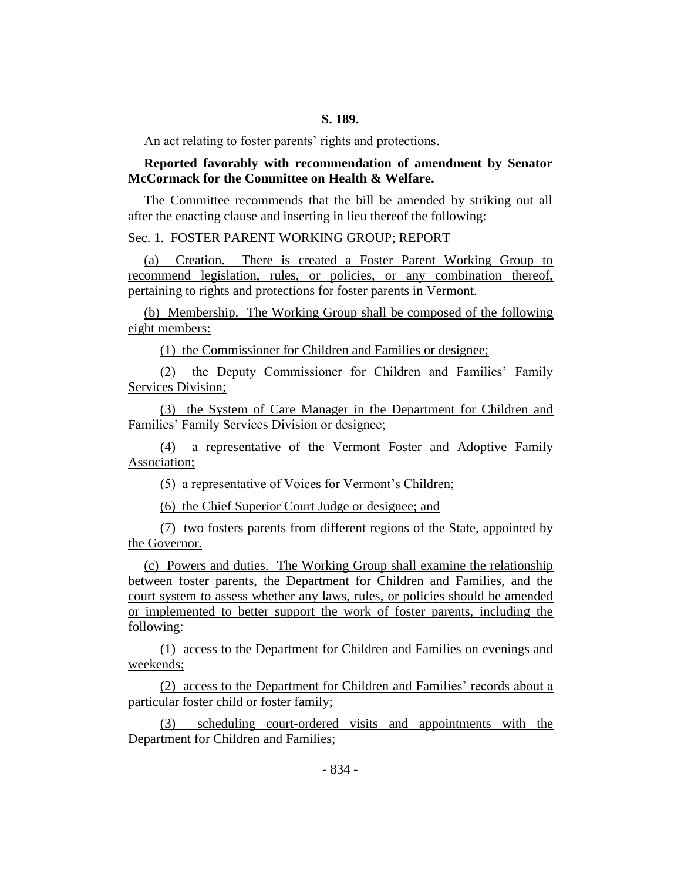**S. 189.**

An act relating to foster parents' rights and protections.

**Reported favorably with recommendation of amendment by Senator McCormack for the Committee on Health & Welfare.**

The Committee recommends that the bill be amended by striking out all after the enacting clause and inserting in lieu thereof the following:

Sec. 1. FOSTER PARENT WORKING GROUP; REPORT

(a) Creation. There is created a Foster Parent Working Group to recommend legislation, rules, or policies, or any combination thereof, pertaining to rights and protections for foster parents in Vermont.

(b) Membership. The Working Group shall be composed of the following eight members:

(1) the Commissioner for Children and Families or designee;

(2) the Deputy Commissioner for Children and Families' Family Services Division;

(3) the System of Care Manager in the Department for Children and Families' Family Services Division or designee;

(4) a representative of the Vermont Foster and Adoptive Family Association;

(5) a representative of Voices for Vermont's Children;

(6) the Chief Superior Court Judge or designee; and

(7) two fosters parents from different regions of the State, appointed by the Governor.

(c) Powers and duties. The Working Group shall examine the relationship between foster parents, the Department for Children and Families, and the court system to assess whether any laws, rules, or policies should be amended or implemented to better support the work of foster parents, including the following:

(1) access to the Department for Children and Families on evenings and weekends;

(2) access to the Department for Children and Families' records about a particular foster child or foster family;

(3) scheduling court-ordered visits and appointments with the Department for Children and Families;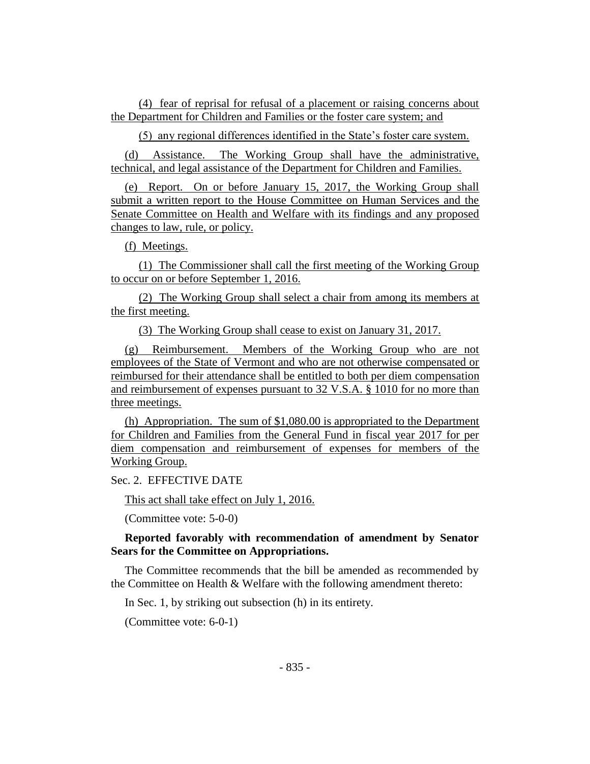(4) fear of reprisal for refusal of a placement or raising concerns about the Department for Children and Families or the foster care system; and

(5) any regional differences identified in the State's foster care system.

(d) Assistance. The Working Group shall have the administrative, technical, and legal assistance of the Department for Children and Families.

(e) Report. On or before January 15, 2017, the Working Group shall submit a written report to the House Committee on Human Services and the Senate Committee on Health and Welfare with its findings and any proposed changes to law, rule, or policy.

(f) Meetings.

(1) The Commissioner shall call the first meeting of the Working Group to occur on or before September 1, 2016.

(2) The Working Group shall select a chair from among its members at the first meeting.

(3) The Working Group shall cease to exist on January 31, 2017.

(g) Reimbursement. Members of the Working Group who are not employees of the State of Vermont and who are not otherwise compensated or reimbursed for their attendance shall be entitled to both per diem compensation and reimbursement of expenses pursuant to 32 V.S.A. § 1010 for no more than three meetings.

(h) Appropriation. The sum of $1,080.00 is appropriated to the Department for Children and Families from the General Fund in fiscal year 2017 for per diem compensation and reimbursement of expenses for members of the Working Group.

Sec. 2. EFFECTIVE DATE

This act shall take effect on July 1, 2016.

(Committee vote: 5-0-0)

**Reported favorably with recommendation of amendment by Senator Sears for the Committee on Appropriations.**

The Committee recommends that the bill be amended as recommended by the Committee on Health & Welfare with the following amendment thereto:

In Sec. 1, by striking out subsection (h) in its entirety.

(Committee vote: 6-0-1)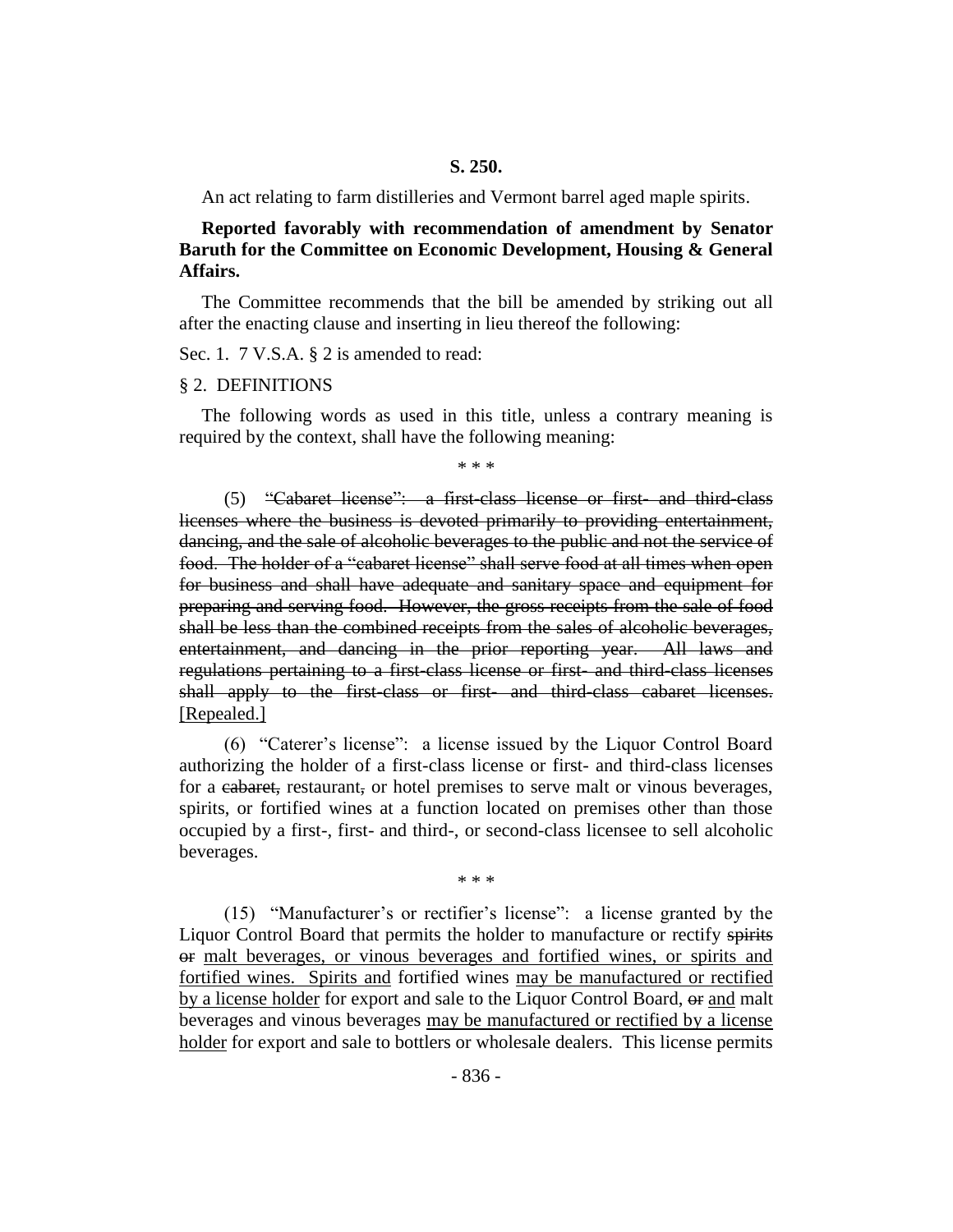**S. 250.**

An act relating to farm distilleries and Vermont barrel aged maple spirits.

**Reported favorably with recommendation of amendment by Senator Baruth for the Committee on Economic Development, Housing & General Affairs.**

The Committee recommends that the bill be amended by striking out all after the enacting clause and inserting in lieu thereof the following:

Sec. 1. 7 V.S.A. § 2 is amended to read:

§ 2. DEFINITIONS

The following words as used in this title, unless a contrary meaning is required by the context, shall have the following meaning:

\* \* \*

(5) ~~"Cabaret license": a first-class license or first- and third-class licenses where the business is devoted primarily to providing entertainment, dancing, and the sale of alcoholic beverages to the public and not the service of food. The holder of a "cabaret license" shall serve food at all times when open for business and shall have adequate and sanitary space and equipment for preparing and serving food. However, the gross receipts from the sale of food shall be less than the combined receipts from the sales of alcoholic beverages, entertainment, and dancing in the prior reporting year. All laws and regulations pertaining to a first-class license or first- and third-class licenses shall apply to the first-class or first- and third-class cabaret licenses.~~ [Repealed.]

(6) "Caterer's license": a license issued by the Liquor Control Board authorizing the holder of a first-class license or first- and third-class licenses for a ~~cabaret,~~ restaurant~~,~~ or hotel premises to serve malt or vinous beverages, spirits, or fortified wines at a function located on premises other than those occupied by a first-, first- and third-, or second-class licensee to sell alcoholic beverages.

\* \* \*

(15) "Manufacturer's or rectifier's license": a license granted by the Liquor Control Board that permits the holder to manufacture or rectify ~~spirits or~~ malt beverages, or vinous beverages and fortified wines, or spirits and fortified wines. Spirits and fortified wines may be manufactured or rectified by a license holder for export and sale to the Liquor Control Board, ~~or~~ and malt beverages and vinous beverages may be manufactured or rectified by a license holder for export and sale to bottlers or wholesale dealers. This license permits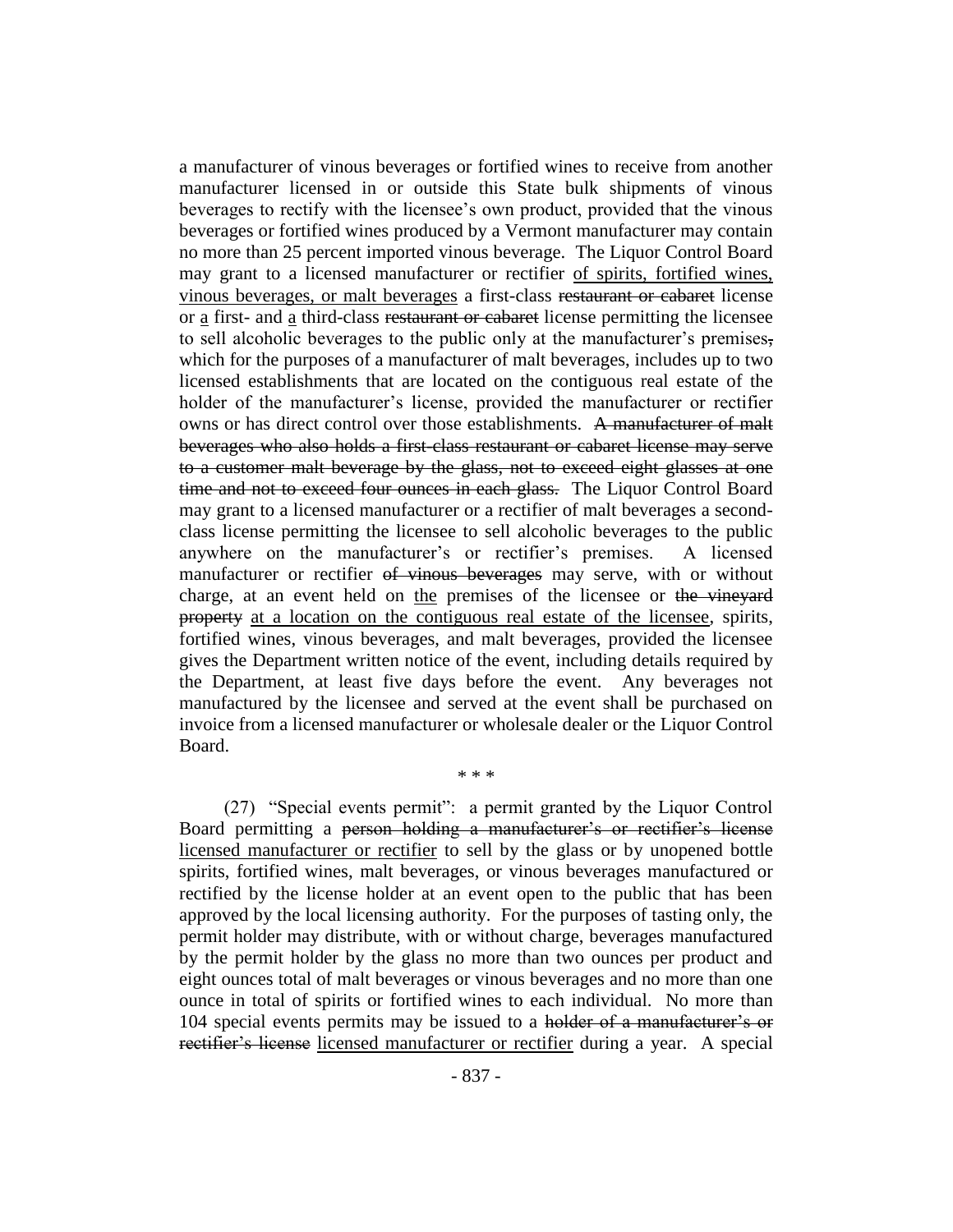a manufacturer of vinous beverages or fortified wines to receive from another manufacturer licensed in or outside this State bulk shipments of vinous beverages to rectify with the licensee's own product, provided that the vinous beverages or fortified wines produced by a Vermont manufacturer may contain no more than 25 percent imported vinous beverage. The Liquor Control Board may grant to a licensed manufacturer or rectifier <u>of spirits, fortified wines, vinous beverages, or malt beverages</u> a first-class ~~restaurant or cabaret~~ license or <u>a</u> first- and <u>a</u> third-class ~~restaurant or cabaret~~ license permitting the licensee to sell alcoholic beverages to the public only at the manufacturer's premises~~,~~ which for the purposes of a manufacturer of malt beverages, includes up to two licensed establishments that are located on the contiguous real estate of the holder of the manufacturer's license, provided the manufacturer or rectifier owns or has direct control over those establishments. ~~A manufacturer of malt beverages who also holds a first-class restaurant or cabaret license may serve to a customer malt beverage by the glass, not to exceed eight glasses at one time and not to exceed four ounces in each glass.~~ The Liquor Control Board may grant to a licensed manufacturer or a rectifier of malt beverages a second-class license permitting the licensee to sell alcoholic beverages to the public anywhere on the manufacturer's or rectifier's premises. A licensed manufacturer or rectifier ~~of vinous beverages~~ may serve, with or without charge, at an event held on <u>the</u> premises of the licensee or ~~the vineyard property~~ <u>at a location on the contiguous real estate of the licensee</u>, spirits, fortified wines, vinous beverages, and malt beverages, provided the licensee gives the Department written notice of the event, including details required by the Department, at least five days before the event. Any beverages not manufactured by the licensee and served at the event shall be purchased on invoice from a licensed manufacturer or wholesale dealer or the Liquor Control Board.

\* \* \*

(27) "Special events permit": a permit granted by the Liquor Control Board permitting a ~~person holding a manufacturer's or rectifier's license~~ <u>licensed manufacturer or rectifier</u> to sell by the glass or by unopened bottle spirits, fortified wines, malt beverages, or vinous beverages manufactured or rectified by the license holder at an event open to the public that has been approved by the local licensing authority. For the purposes of tasting only, the permit holder may distribute, with or without charge, beverages manufactured by the permit holder by the glass no more than two ounces per product and eight ounces total of malt beverages or vinous beverages and no more than one ounce in total of spirits or fortified wines to each individual. No more than 104 special events permits may be issued to a ~~holder of a manufacturer's or rectifier's license~~ <u>licensed manufacturer or rectifier</u> during a year. A special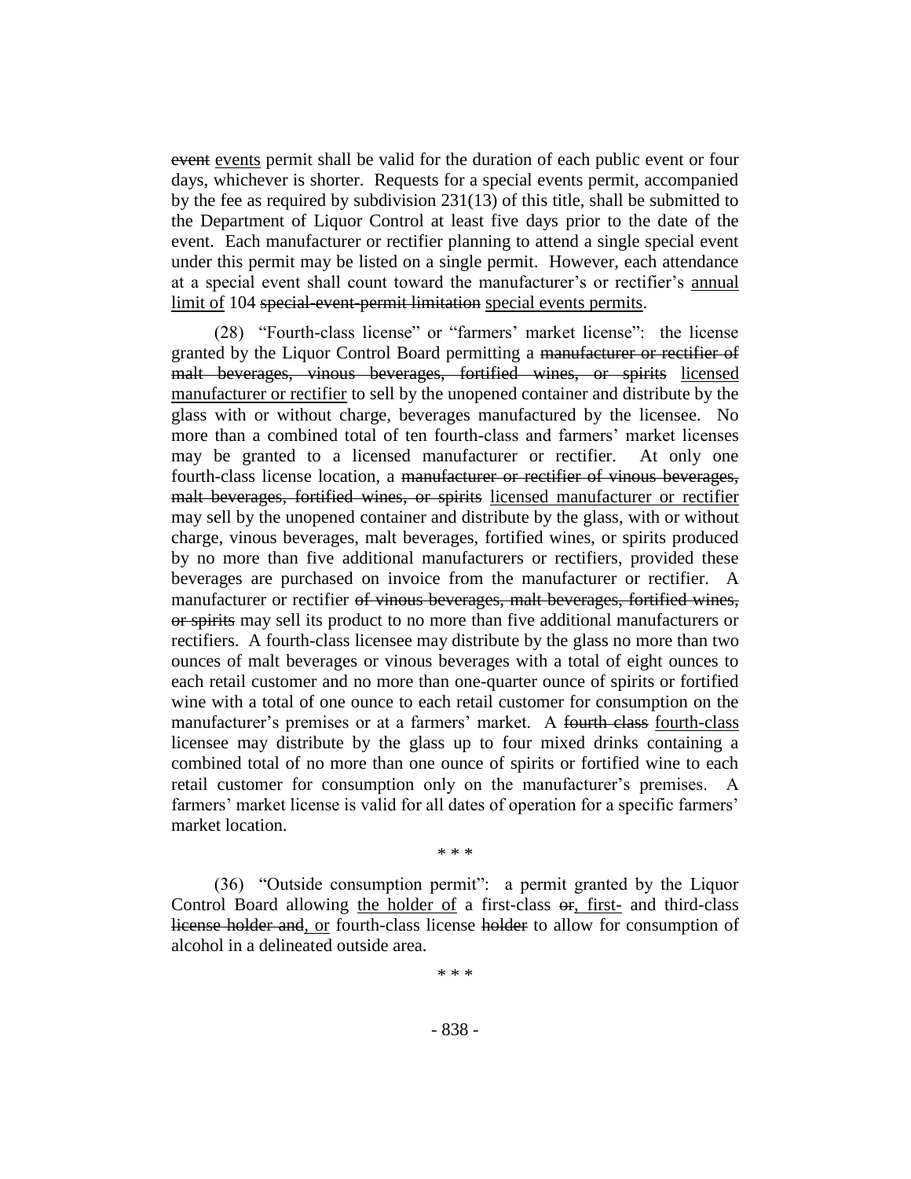~~event~~ <u>events</u> permit shall be valid for the duration of each public event or four days, whichever is shorter. Requests for a special events permit, accompanied by the fee as required by subdivision 231(13) of this title, shall be submitted to the Department of Liquor Control at least five days prior to the date of the event. Each manufacturer or rectifier planning to attend a single special event under this permit may be listed on a single permit. However, each attendance at a special event shall count toward the manufacturer's or rectifier's <u>annual limit of</u> 104 ~~special-event-permit limitation~~ <u>special events permits</u>.

(28) "Fourth-class license" or "farmers' market license": the license granted by the Liquor Control Board permitting a ~~manufacturer or rectifier of malt beverages, vinous beverages, fortified wines, or spirits~~ <u>licensed manufacturer or rectifier</u> to sell by the unopened container and distribute by the glass with or without charge, beverages manufactured by the licensee. No more than a combined total of ten fourth-class and farmers' market licenses may be granted to a licensed manufacturer or rectifier. At only one fourth-class license location, a ~~manufacturer or rectifier of vinous beverages, malt beverages, fortified wines, or spirits~~ <u>licensed manufacturer or rectifier</u> may sell by the unopened container and distribute by the glass, with or without charge, vinous beverages, malt beverages, fortified wines, or spirits produced by no more than five additional manufacturers or rectifiers, provided these beverages are purchased on invoice from the manufacturer or rectifier. A manufacturer or rectifier ~~of vinous beverages, malt beverages, fortified wines, or spirits~~ may sell its product to no more than five additional manufacturers or rectifiers. A fourth-class licensee may distribute by the glass no more than two ounces of malt beverages or vinous beverages with a total of eight ounces to each retail customer and no more than one-quarter ounce of spirits or fortified wine with a total of one ounce to each retail customer for consumption on the manufacturer's premises or at a farmers' market. A ~~fourth class~~ <u>fourth-class</u> licensee may distribute by the glass up to four mixed drinks containing a combined total of no more than one ounce of spirits or fortified wine to each retail customer for consumption only on the manufacturer's premises. A farmers' market license is valid for all dates of operation for a specific farmers' market location.

\* \* \*

(36) "Outside consumption permit": a permit granted by the Liquor Control Board allowing <u>the holder of</u> a first-class ~~or~~<u>, first-</u> and third-class ~~license holder and~~<u>, or</u> fourth-class license ~~holder~~ to allow for consumption of alcohol in a delineated outside area.

\* \* \*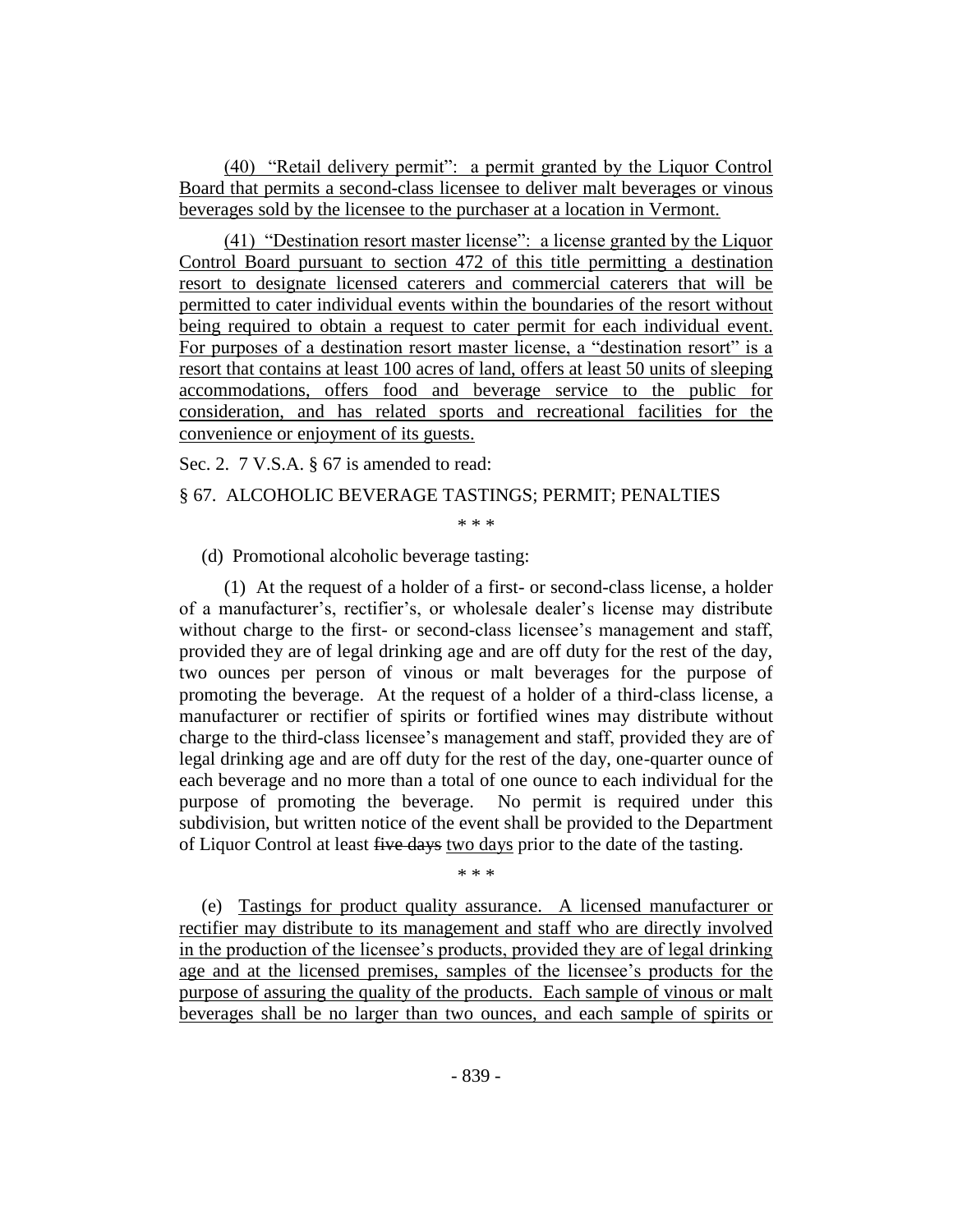(40) "Retail delivery permit": a permit granted by the Liquor Control Board that permits a second-class licensee to deliver malt beverages or vinous beverages sold by the licensee to the purchaser at a location in Vermont.

(41) "Destination resort master license": a license granted by the Liquor Control Board pursuant to section 472 of this title permitting a destination resort to designate licensed caterers and commercial caterers that will be permitted to cater individual events within the boundaries of the resort without being required to obtain a request to cater permit for each individual event. For purposes of a destination resort master license, a "destination resort" is a resort that contains at least 100 acres of land, offers at least 50 units of sleeping accommodations, offers food and beverage service to the public for consideration, and has related sports and recreational facilities for the convenience or enjoyment of its guests.

Sec. 2. 7 V.S.A. § 67 is amended to read:

§ 67. ALCOHOLIC BEVERAGE TASTINGS; PERMIT; PENALTIES

\* \* \*

(d) Promotional alcoholic beverage tasting:

(1) At the request of a holder of a first- or second-class license, a holder of a manufacturer's, rectifier's, or wholesale dealer's license may distribute without charge to the first- or second-class licensee's management and staff, provided they are of legal drinking age and are off duty for the rest of the day, two ounces per person of vinous or malt beverages for the purpose of promoting the beverage. At the request of a holder of a third-class license, a manufacturer or rectifier of spirits or fortified wines may distribute without charge to the third-class licensee's management and staff, provided they are of legal drinking age and are off duty for the rest of the day, one-quarter ounce of each beverage and no more than a total of one ounce to each individual for the purpose of promoting the beverage. No permit is required under this subdivision, but written notice of the event shall be provided to the Department of Liquor Control at least ~~five days~~ two days prior to the date of the tasting.

\* \* \*

(e) Tastings for product quality assurance. A licensed manufacturer or rectifier may distribute to its management and staff who are directly involved in the production of the licensee's products, provided they are of legal drinking age and at the licensed premises, samples of the licensee's products for the purpose of assuring the quality of the products. Each sample of vinous or malt beverages shall be no larger than two ounces, and each sample of spirits or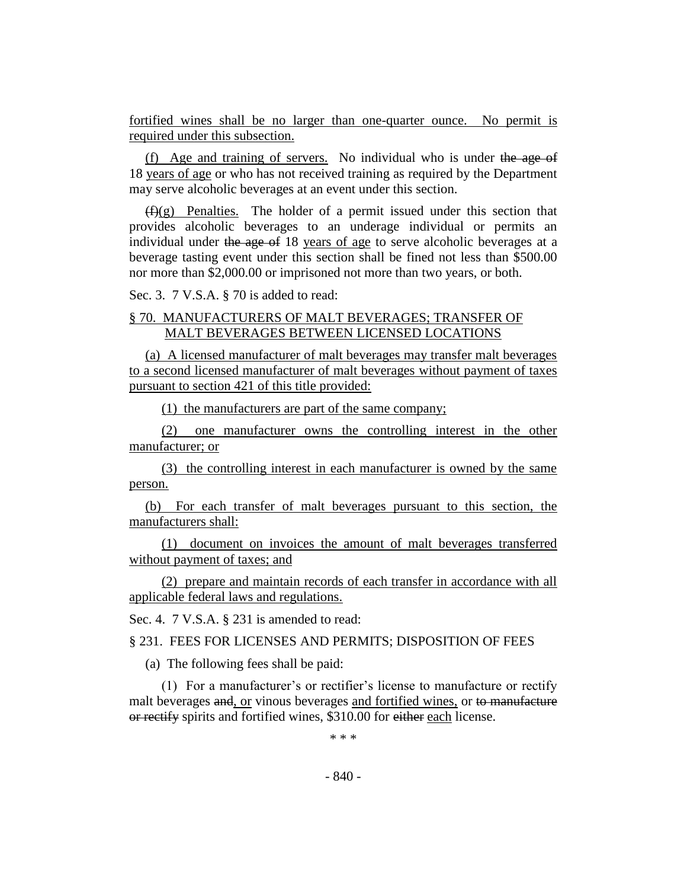fortified wines shall be no larger than one-quarter ounce. No permit is required under this subsection.

(f) Age and training of servers. No individual who is under ~~the age of~~ 18 years of age or who has not received training as required by the Department may serve alcoholic beverages at an event under this section.

~~(f)~~(g) Penalties. The holder of a permit issued under this section that provides alcoholic beverages to an underage individual or permits an individual under ~~the age of~~ 18 years of age to serve alcoholic beverages at a beverage tasting event under this section shall be fined not less than $500.00 nor more than $2,000.00 or imprisoned not more than two years, or both.

Sec. 3. 7 V.S.A. § 70 is added to read:

§ 70. MANUFACTURERS OF MALT BEVERAGES; TRANSFER OF MALT BEVERAGES BETWEEN LICENSED LOCATIONS

(a) A licensed manufacturer of malt beverages may transfer malt beverages to a second licensed manufacturer of malt beverages without payment of taxes pursuant to section 421 of this title provided:

(1) the manufacturers are part of the same company;

(2) one manufacturer owns the controlling interest in the other manufacturer; or

(3) the controlling interest in each manufacturer is owned by the same person.

(b) For each transfer of malt beverages pursuant to this section, the manufacturers shall:

(1) document on invoices the amount of malt beverages transferred without payment of taxes; and

(2) prepare and maintain records of each transfer in accordance with all applicable federal laws and regulations.

Sec. 4. 7 V.S.A. § 231 is amended to read:

§ 231. FEES FOR LICENSES AND PERMITS; DISPOSITION OF FEES

(a) The following fees shall be paid:

(1) For a manufacturer's or rectifier's license to manufacture or rectify malt beverages ~~and~~, or vinous beverages and fortified wines, or ~~to manufacture or rectify~~ spirits and fortified wines, $310.00 for ~~either~~ each license.

\* \* \*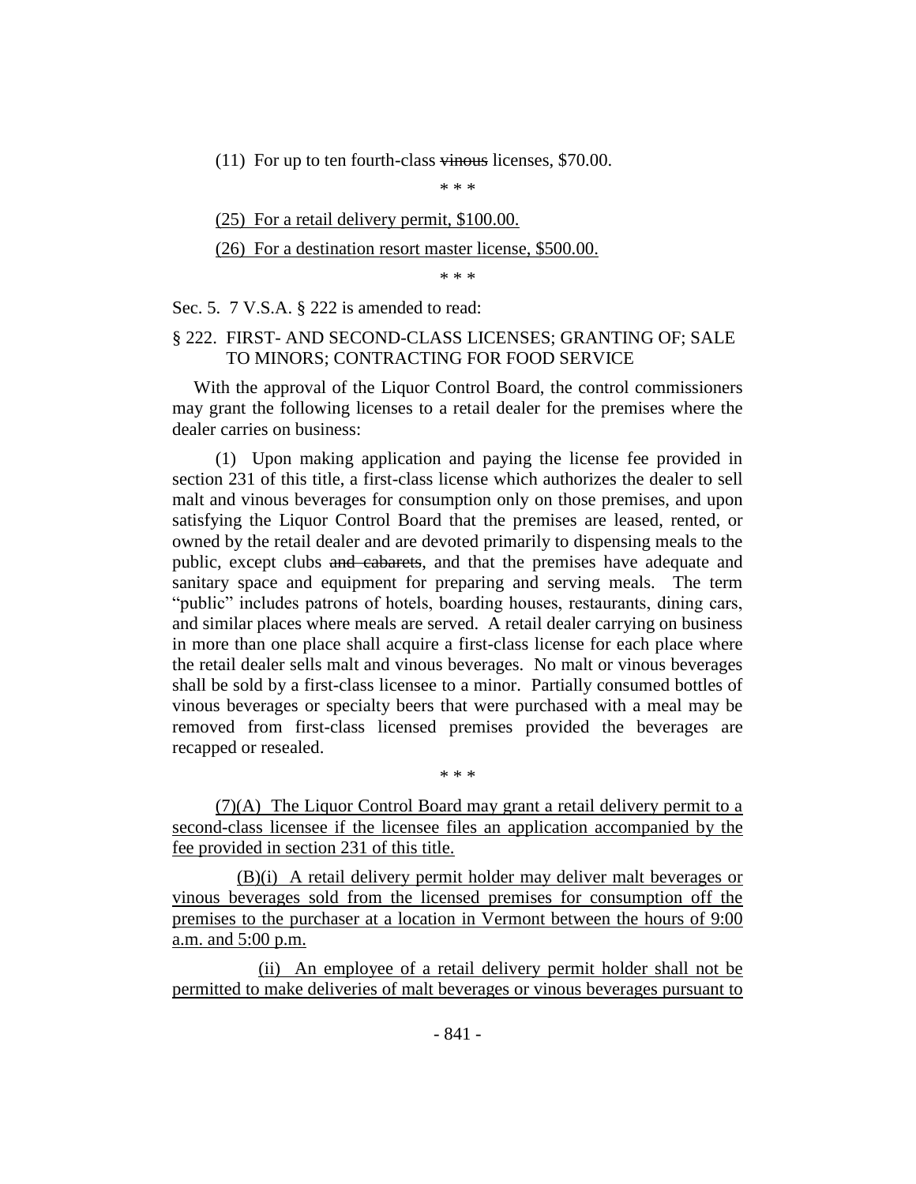(11) For up to ten fourth-class ~~vinous~~ licenses, $70.00.

\* \* \*

<u>(25) For a retail delivery permit, $100.00.</u>

<u>(26) For a destination resort master license, $500.00.</u>

\* \* \*

Sec. 5. 7 V.S.A. § 222 is amended to read:

§ 222. FIRST- AND SECOND-CLASS LICENSES; GRANTING OF; SALE TO MINORS; CONTRACTING FOR FOOD SERVICE

With the approval of the Liquor Control Board, the control commissioners may grant the following licenses to a retail dealer for the premises where the dealer carries on business:

(1) Upon making application and paying the license fee provided in section 231 of this title, a first-class license which authorizes the dealer to sell malt and vinous beverages for consumption only on those premises, and upon satisfying the Liquor Control Board that the premises are leased, rented, or owned by the retail dealer and are devoted primarily to dispensing meals to the public, except clubs ~~and cabarets~~, and that the premises have adequate and sanitary space and equipment for preparing and serving meals. The term "public" includes patrons of hotels, boarding houses, restaurants, dining cars, and similar places where meals are served. A retail dealer carrying on business in more than one place shall acquire a first-class license for each place where the retail dealer sells malt and vinous beverages. No malt or vinous beverages shall be sold by a first-class licensee to a minor. Partially consumed bottles of vinous beverages or specialty beers that were purchased with a meal may be removed from first-class licensed premises provided the beverages are recapped or resealed.

\* \* \*

<u>(7)(A) The Liquor Control Board may grant a retail delivery permit to a second-class licensee if the licensee files an application accompanied by the fee provided in section 231 of this title.</u>

<u>(B)(i) A retail delivery permit holder may deliver malt beverages or vinous beverages sold from the licensed premises for consumption off the premises to the purchaser at a location in Vermont between the hours of 9:00 a.m. and 5:00 p.m.</u>

<u>(ii) An employee of a retail delivery permit holder shall not be permitted to make deliveries of malt beverages or vinous beverages pursuant to</u>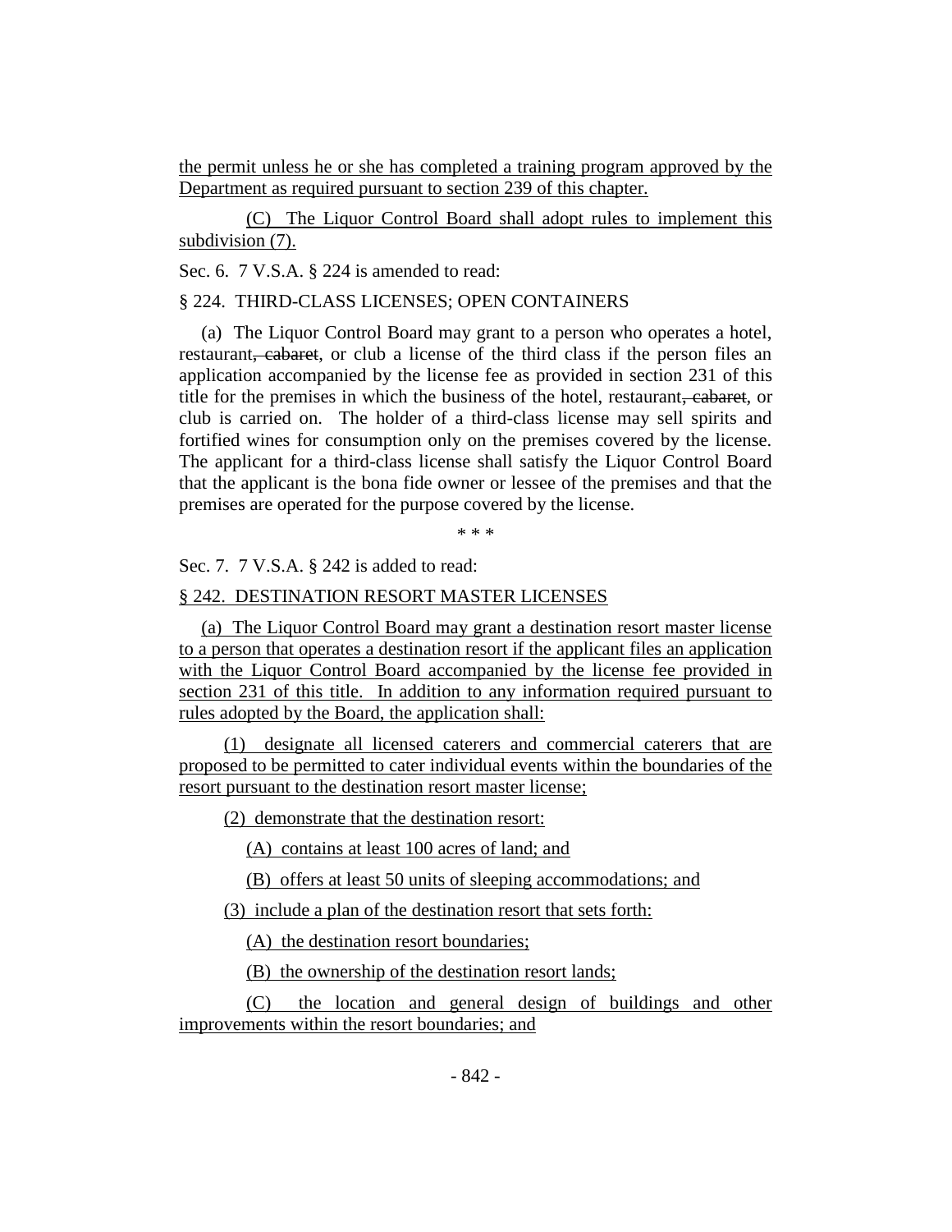the permit unless he or she has completed a training program approved by the Department as required pursuant to section 239 of this chapter.

(C) The Liquor Control Board shall adopt rules to implement this subdivision (7).

Sec. 6. 7 V.S.A. § 224 is amended to read:

§ 224. THIRD-CLASS LICENSES; OPEN CONTAINERS

(a) The Liquor Control Board may grant to a person who operates a hotel, restaurant~~, cabaret~~, or club a license of the third class if the person files an application accompanied by the license fee as provided in section 231 of this title for the premises in which the business of the hotel, restaurant~~, cabaret~~, or club is carried on. The holder of a third-class license may sell spirits and fortified wines for consumption only on the premises covered by the license. The applicant for a third-class license shall satisfy the Liquor Control Board that the applicant is the bona fide owner or lessee of the premises and that the premises are operated for the purpose covered by the license.

\* \* \*

Sec. 7. 7 V.S.A. § 242 is added to read:

§ 242. DESTINATION RESORT MASTER LICENSES

(a) The Liquor Control Board may grant a destination resort master license to a person that operates a destination resort if the applicant files an application with the Liquor Control Board accompanied by the license fee provided in section 231 of this title. In addition to any information required pursuant to rules adopted by the Board, the application shall:

(1) designate all licensed caterers and commercial caterers that are proposed to be permitted to cater individual events within the boundaries of the resort pursuant to the destination resort master license;

(2) demonstrate that the destination resort:

(A) contains at least 100 acres of land; and

(B) offers at least 50 units of sleeping accommodations; and

(3) include a plan of the destination resort that sets forth:

(A) the destination resort boundaries;

(B) the ownership of the destination resort lands;

(C) the location and general design of buildings and other improvements within the resort boundaries; and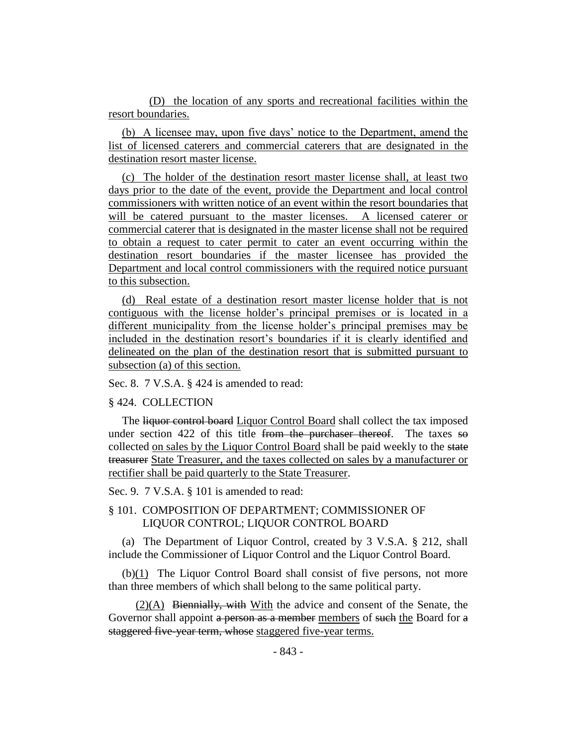(D) the location of any sports and recreational facilities within the resort boundaries.

(b) A licensee may, upon five days' notice to the Department, amend the list of licensed caterers and commercial caterers that are designated in the destination resort master license.

(c) The holder of the destination resort master license shall, at least two days prior to the date of the event, provide the Department and local control commissioners with written notice of an event within the resort boundaries that will be catered pursuant to the master licenses. A licensed caterer or commercial caterer that is designated in the master license shall not be required to obtain a request to cater permit to cater an event occurring within the destination resort boundaries if the master licensee has provided the Department and local control commissioners with the required notice pursuant to this subsection.

(d) Real estate of a destination resort master license holder that is not contiguous with the license holder's principal premises or is located in a different municipality from the license holder's principal premises may be included in the destination resort's boundaries if it is clearly identified and delineated on the plan of the destination resort that is submitted pursuant to subsection (a) of this section.

Sec. 8. 7 V.S.A. § 424 is amended to read:

§ 424. COLLECTION

The ~~liquor control board~~ Liquor Control Board shall collect the tax imposed under section 422 of this title ~~from the purchaser thereof~~. The taxes ~~so~~ collected on sales by the Liquor Control Board shall be paid weekly to the ~~state treasurer~~ State Treasurer, and the taxes collected on sales by a manufacturer or rectifier shall be paid quarterly to the State Treasurer.

Sec. 9. 7 V.S.A. § 101 is amended to read:

§ 101. COMPOSITION OF DEPARTMENT; COMMISSIONER OF LIQUOR CONTROL; LIQUOR CONTROL BOARD

(a) The Department of Liquor Control, created by 3 V.S.A. § 212, shall include the Commissioner of Liquor Control and the Liquor Control Board.

(b)(1) The Liquor Control Board shall consist of five persons, not more than three members of which shall belong to the same political party.

(2)(A) ~~Biennially, with~~ With the advice and consent of the Senate, the Governor shall appoint ~~a person as a member~~ members of ~~such~~ the Board for ~~a staggered five-year term, whose~~ staggered five-year terms.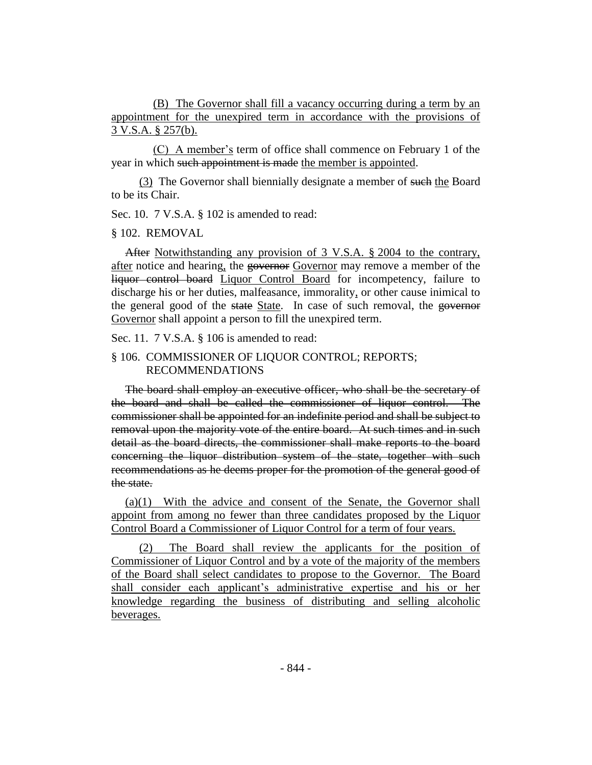(B) The Governor shall fill a vacancy occurring during a term by an appointment for the unexpired term in accordance with the provisions of 3 V.S.A. § 257(b).

(C) A member's term of office shall commence on February 1 of the year in which ~~such appointment is made~~ the member is appointed.

(3) The Governor shall biennially designate a member of ~~such~~ the Board to be its Chair.

Sec. 10. 7 V.S.A. § 102 is amended to read:

§ 102. REMOVAL

~~After~~ Notwithstanding any provision of 3 V.S.A. § 2004 to the contrary, after notice and hearing, the ~~governor~~ Governor may remove a member of the ~~liquor control board~~ Liquor Control Board for incompetency, failure to discharge his or her duties, malfeasance, immorality, or other cause inimical to the general good of the ~~state~~ State. In case of such removal, the ~~governor~~ Governor shall appoint a person to fill the unexpired term.

Sec. 11. 7 V.S.A. § 106 is amended to read:

§ 106. COMMISSIONER OF LIQUOR CONTROL; REPORTS; RECOMMENDATIONS

~~The board shall employ an executive officer, who shall be the secretary of the board and shall be called the commissioner of liquor control. The commissioner shall be appointed for an indefinite period and shall be subject to removal upon the majority vote of the entire board. At such times and in such detail as the board directs, the commissioner shall make reports to the board concerning the liquor distribution system of the state, together with such recommendations as he deems proper for the promotion of the general good of the state.~~

(a)(1) With the advice and consent of the Senate, the Governor shall appoint from among no fewer than three candidates proposed by the Liquor Control Board a Commissioner of Liquor Control for a term of four years.

(2) The Board shall review the applicants for the position of Commissioner of Liquor Control and by a vote of the majority of the members of the Board shall select candidates to propose to the Governor. The Board shall consider each applicant's administrative expertise and his or her knowledge regarding the business of distributing and selling alcoholic beverages.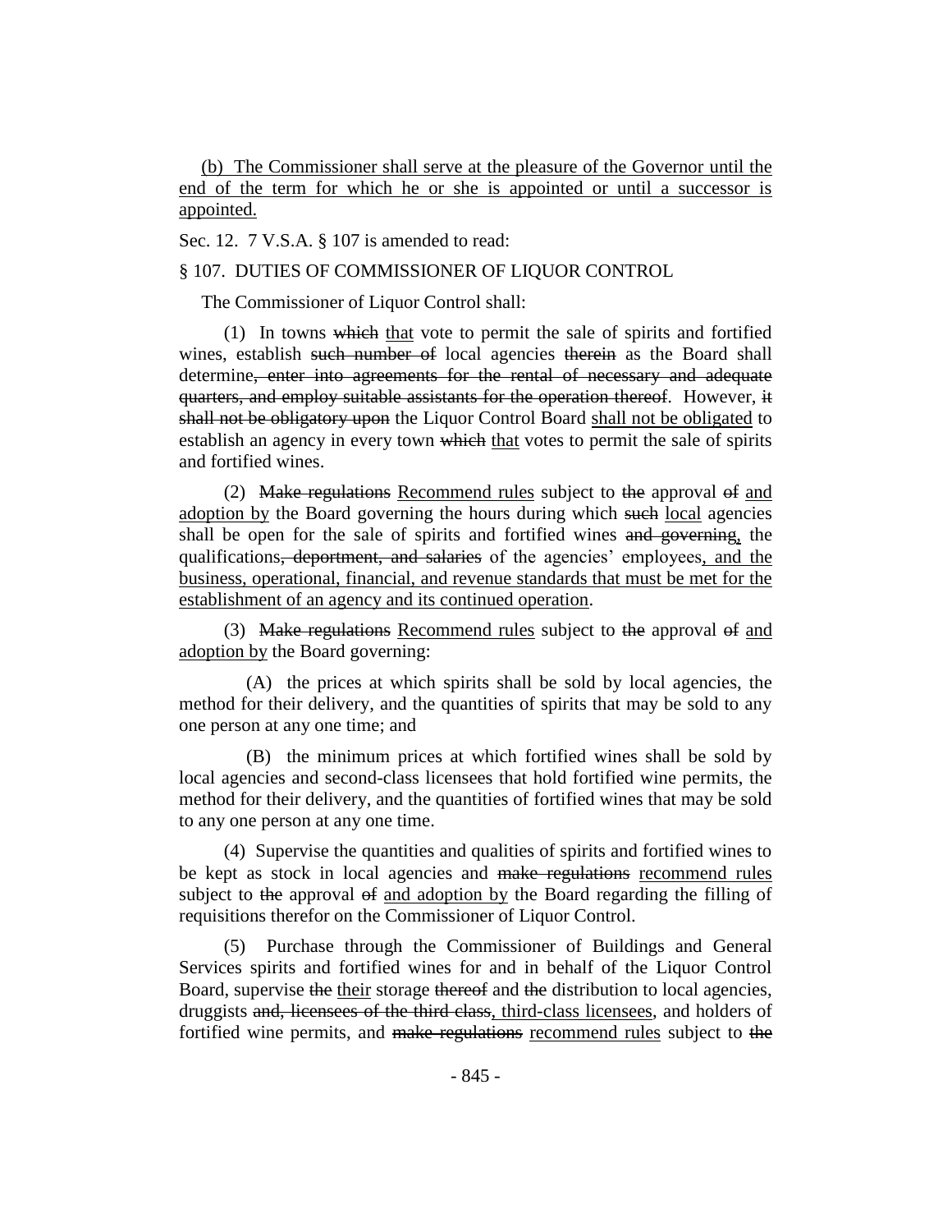<u>(b) The Commissioner shall serve at the pleasure of the Governor until the end of the term for which he or she is appointed or until a successor is appointed.</u>

Sec. 12. 7 V.S.A. § 107 is amended to read:

§ 107. DUTIES OF COMMISSIONER OF LIQUOR CONTROL

The Commissioner of Liquor Control shall:

(1) In towns ~~which~~ <u>that</u> vote to permit the sale of spirits and fortified wines, establish ~~such number of~~ local agencies ~~therein~~ as the Board shall determine~~, enter into agreements for the rental of necessary and adequate quarters, and employ suitable assistants for the operation thereof~~. However, ~~it shall not be obligatory upon~~ the Liquor Control Board <u>shall not be obligated</u> to establish an agency in every town ~~which~~ <u>that</u> votes to permit the sale of spirits and fortified wines.

(2) ~~Make regulations~~ <u>Recommend rules</u> subject to ~~the~~ approval ~~of~~ <u>and adoption by</u> the Board governing the hours during which ~~such~~ <u>local</u> agencies shall be open for the sale of spirits and fortified wines ~~and governing~~<u>,</u> the qualifications~~, deportment, and salaries~~ of the agencies' employees<u>, and the business, operational, financial, and revenue standards that must be met for the establishment of an agency and its continued operation</u>.

(3) ~~Make regulations~~ <u>Recommend rules</u> subject to ~~the~~ approval ~~of~~ <u>and adoption by</u> the Board governing:

(A) the prices at which spirits shall be sold by local agencies, the method for their delivery, and the quantities of spirits that may be sold to any one person at any one time; and

(B) the minimum prices at which fortified wines shall be sold by local agencies and second-class licensees that hold fortified wine permits, the method for their delivery, and the quantities of fortified wines that may be sold to any one person at any one time.

(4) Supervise the quantities and qualities of spirits and fortified wines to be kept as stock in local agencies and ~~make regulations~~ <u>recommend rules</u> subject to ~~the~~ approval ~~of~~ <u>and adoption by</u> the Board regarding the filling of requisitions therefor on the Commissioner of Liquor Control.

(5) Purchase through the Commissioner of Buildings and General Services spirits and fortified wines for and in behalf of the Liquor Control Board, supervise ~~the~~ <u>their</u> storage ~~thereof~~ and ~~the~~ distribution to local agencies, druggists ~~and, licensees of the third class~~<u>, third-class licensees</u>, and holders of fortified wine permits, and ~~make regulations~~ <u>recommend rules</u> subject to ~~the~~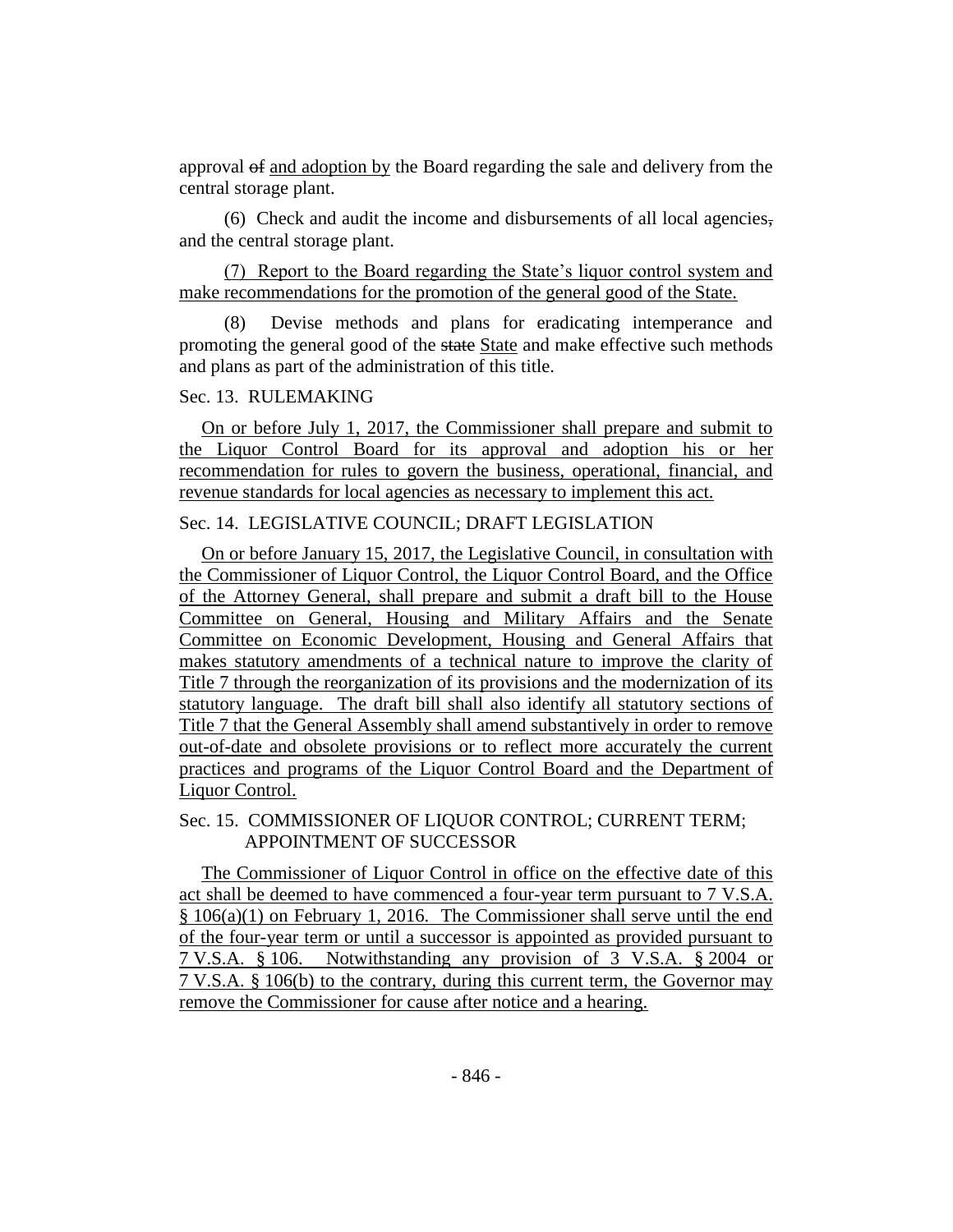approval ~~of~~ and adoption by the Board regarding the sale and delivery from the central storage plant.

(6) Check and audit the income and disbursements of all local agencies~~,~~ and the central storage plant.

(7) Report to the Board regarding the State's liquor control system and make recommendations for the promotion of the general good of the State.

(8) Devise methods and plans for eradicating intemperance and promoting the general good of the ~~state~~ State and make effective such methods and plans as part of the administration of this title.

Sec. 13. RULEMAKING

On or before July 1, 2017, the Commissioner shall prepare and submit to the Liquor Control Board for its approval and adoption his or her recommendation for rules to govern the business, operational, financial, and revenue standards for local agencies as necessary to implement this act.

Sec. 14. LEGISLATIVE COUNCIL; DRAFT LEGISLATION

On or before January 15, 2017, the Legislative Council, in consultation with the Commissioner of Liquor Control, the Liquor Control Board, and the Office of the Attorney General, shall prepare and submit a draft bill to the House Committee on General, Housing and Military Affairs and the Senate Committee on Economic Development, Housing and General Affairs that makes statutory amendments of a technical nature to improve the clarity of Title 7 through the reorganization of its provisions and the modernization of its statutory language. The draft bill shall also identify all statutory sections of Title 7 that the General Assembly shall amend substantively in order to remove out-of-date and obsolete provisions or to reflect more accurately the current practices and programs of the Liquor Control Board and the Department of Liquor Control.

Sec. 15. COMMISSIONER OF LIQUOR CONTROL; CURRENT TERM; APPOINTMENT OF SUCCESSOR

The Commissioner of Liquor Control in office on the effective date of this act shall be deemed to have commenced a four-year term pursuant to 7 V.S.A. § 106(a)(1) on February 1, 2016. The Commissioner shall serve until the end of the four-year term or until a successor is appointed as provided pursuant to 7 V.S.A. § 106. Notwithstanding any provision of 3 V.S.A. § 2004 or 7 V.S.A. § 106(b) to the contrary, during this current term, the Governor may remove the Commissioner for cause after notice and a hearing.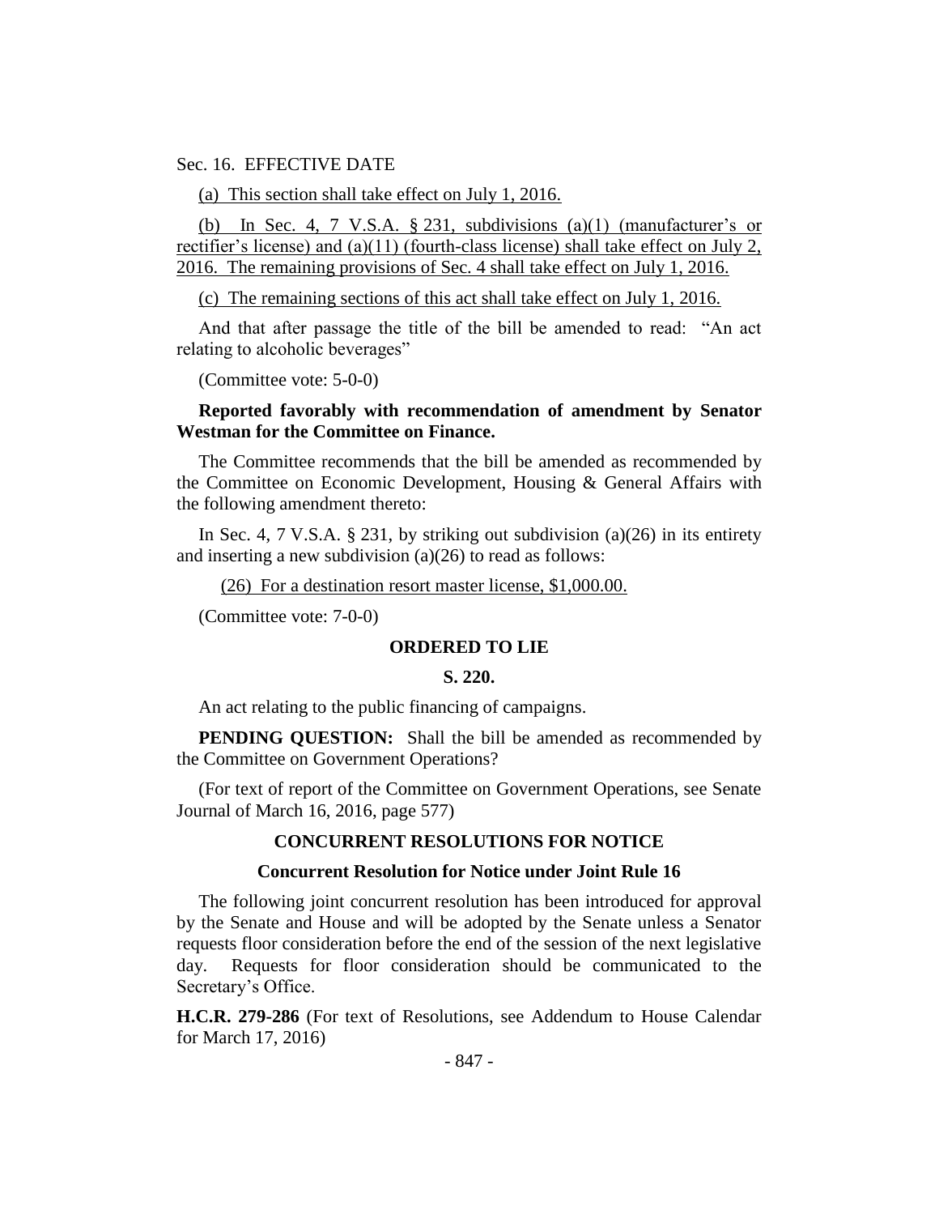Sec. 16. EFFECTIVE DATE

(a) This section shall take effect on July 1, 2016.

(b) In Sec. 4, 7 V.S.A. § 231, subdivisions (a)(1) (manufacturer's or rectifier's license) and (a)(11) (fourth-class license) shall take effect on July 2, 2016. The remaining provisions of Sec. 4 shall take effect on July 1, 2016.

(c) The remaining sections of this act shall take effect on July 1, 2016.

And that after passage the title of the bill be amended to read: "An act relating to alcoholic beverages"

(Committee vote: 5-0-0)

**Reported favorably with recommendation of amendment by Senator Westman for the Committee on Finance.**

The Committee recommends that the bill be amended as recommended by the Committee on Economic Development, Housing & General Affairs with the following amendment thereto:

In Sec. 4, 7 V.S.A. § 231, by striking out subdivision (a)(26) in its entirety and inserting a new subdivision (a)(26) to read as follows:

(26) For a destination resort master license, $1,000.00.

(Committee vote: 7-0-0)

## ORDERED TO LIE

### S. 220.

An act relating to the public financing of campaigns.

**PENDING QUESTION:** Shall the bill be amended as recommended by the Committee on Government Operations?

(For text of report of the Committee on Government Operations, see Senate Journal of March 16, 2016, page 577)

## CONCURRENT RESOLUTIONS FOR NOTICE

### Concurrent Resolution for Notice under Joint Rule 16

The following joint concurrent resolution has been introduced for approval by the Senate and House and will be adopted by the Senate unless a Senator requests floor consideration before the end of the session of the next legislative day. Requests for floor consideration should be communicated to the Secretary's Office.

**H.C.R. 279-286** (For text of Resolutions, see Addendum to House Calendar for March 17, 2016)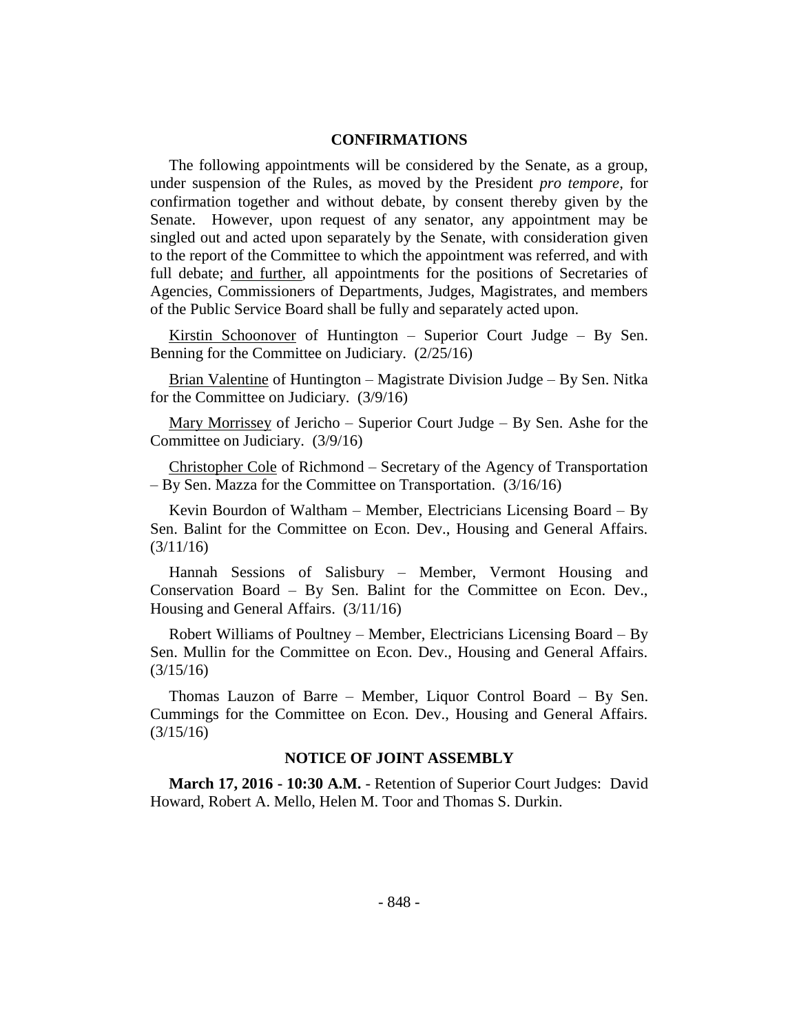## CONFIRMATIONS

The following appointments will be considered by the Senate, as a group, under suspension of the Rules, as moved by the President *pro tempore,* for confirmation together and without debate, by consent thereby given by the Senate. However, upon request of any senator, any appointment may be singled out and acted upon separately by the Senate, with consideration given to the report of the Committee to which the appointment was referred, and with full debate; <u>and further</u>, all appointments for the positions of Secretaries of Agencies, Commissioners of Departments, Judges, Magistrates, and members of the Public Service Board shall be fully and separately acted upon.

<u>Kirstin Schoonover</u> of Huntington – Superior Court Judge – By Sen. Benning for the Committee on Judiciary. (2/25/16)

<u>Brian Valentine</u> of Huntington – Magistrate Division Judge – By Sen. Nitka for the Committee on Judiciary. (3/9/16)

<u>Mary Morrissey</u> of Jericho – Superior Court Judge – By Sen. Ashe for the Committee on Judiciary. (3/9/16)

<u>Christopher Cole</u> of Richmond – Secretary of the Agency of Transportation – By Sen. Mazza for the Committee on Transportation. (3/16/16)

Kevin Bourdon of Waltham – Member, Electricians Licensing Board – By Sen. Balint for the Committee on Econ. Dev., Housing and General Affairs. (3/11/16)

Hannah Sessions of Salisbury – Member, Vermont Housing and Conservation Board – By Sen. Balint for the Committee on Econ. Dev., Housing and General Affairs. (3/11/16)

Robert Williams of Poultney – Member, Electricians Licensing Board – By Sen. Mullin for the Committee on Econ. Dev., Housing and General Affairs. (3/15/16)

Thomas Lauzon of Barre – Member, Liquor Control Board – By Sen. Cummings for the Committee on Econ. Dev., Housing and General Affairs. (3/15/16)

## NOTICE OF JOINT ASSEMBLY

**March 17, 2016 - 10:30 A.M.** - Retention of Superior Court Judges: David Howard, Robert A. Mello, Helen M. Toor and Thomas S. Durkin.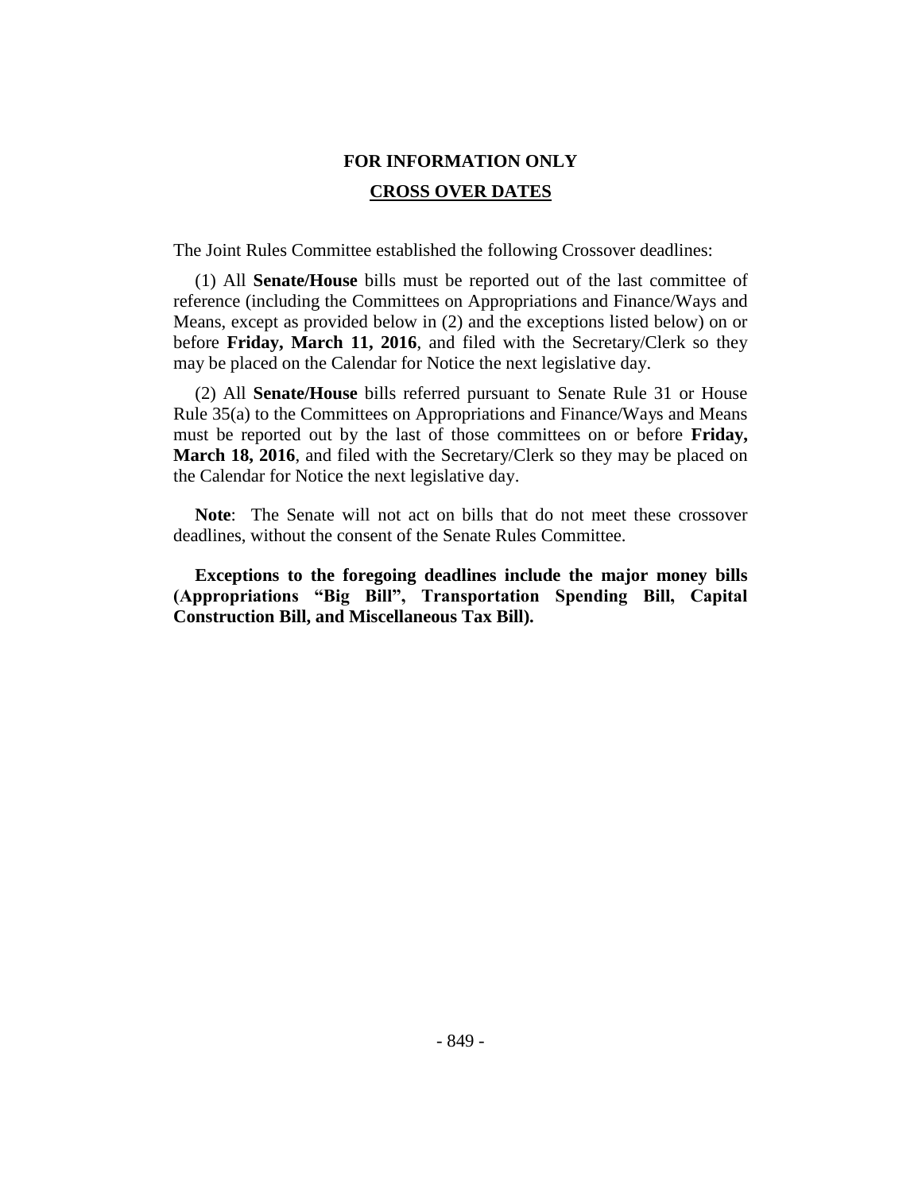## FOR INFORMATION ONLY

## CROSS OVER DATES

The Joint Rules Committee established the following Crossover deadlines:

(1) All **Senate/House** bills must be reported out of the last committee of reference (including the Committees on Appropriations and Finance/Ways and Means, except as provided below in (2) and the exceptions listed below) on or before **Friday, March 11, 2016**, and filed with the Secretary/Clerk so they may be placed on the Calendar for Notice the next legislative day.

(2) All **Senate/House** bills referred pursuant to Senate Rule 31 or House Rule 35(a) to the Committees on Appropriations and Finance/Ways and Means must be reported out by the last of those committees on or before **Friday, March 18, 2016**, and filed with the Secretary/Clerk so they may be placed on the Calendar for Notice the next legislative day.

**Note**: The Senate will not act on bills that do not meet these crossover deadlines, without the consent of the Senate Rules Committee.

**Exceptions to the foregoing deadlines include the major money bills (Appropriations "Big Bill", Transportation Spending Bill, Capital Construction Bill, and Miscellaneous Tax Bill).**